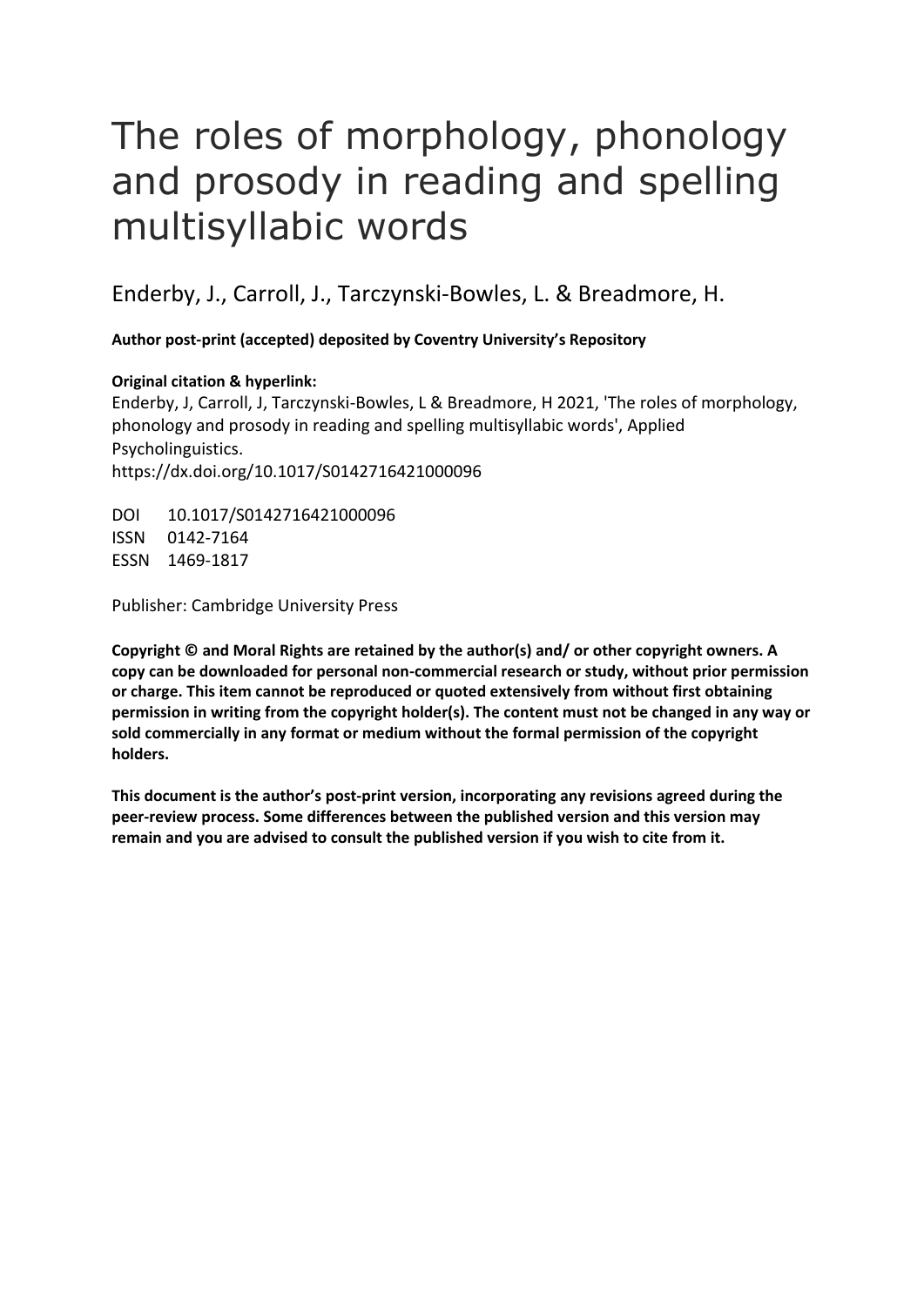# The roles of morphology, phonology and prosody in reading and spelling multisyllabic words

Enderby, J., Carroll, J., Tarczynski-Bowles, L. & Breadmore, H.

**Author post-print (accepted) deposited by Coventry University's Repository**

**Original citation & hyperlink:**

Enderby, J, Carroll, J, Tarczynski-Bowles, L & Breadmore, H 2021, 'The roles of morphology, phonology and prosody in reading and spelling multisyllabic words', Applied Psycholinguistics.
https://dx.doi.org/10.1017/S0142716421000096

DOI 10.1017/S0142716421000096
ISSN 0142-7164
ESSN 1469-1817

Publisher: Cambridge University Press

**Copyright © and Moral Rights are retained by the author(s) and/ or other copyright owners. A copy can be downloaded for personal non-commercial research or study, without prior permission or charge. This item cannot be reproduced or quoted extensively from without first obtaining permission in writing from the copyright holder(s). The content must not be changed in any way or sold commercially in any format or medium without the formal permission of the copyright holders.**

**This document is the author's post-print version, incorporating any revisions agreed during the peer-review process. Some differences between the published version and this version may remain and you are advised to consult the published version if you wish to cite from it.**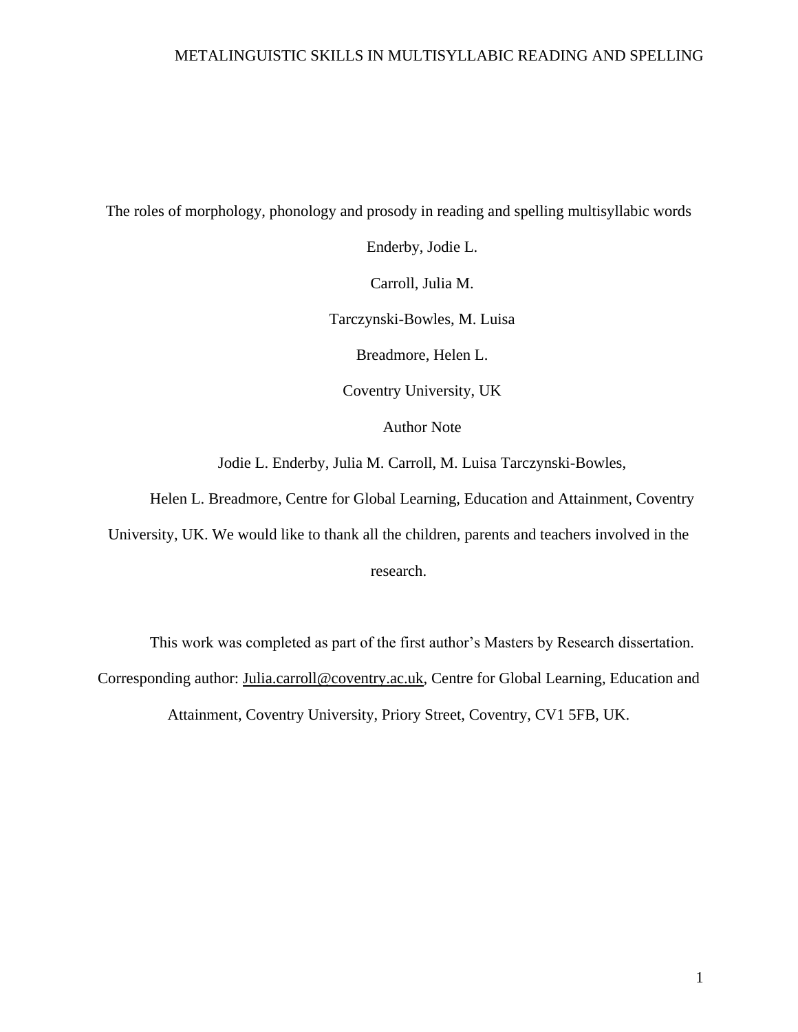The roles of morphology, phonology and prosody in reading and spelling multisyllabic words

Enderby, Jodie L.

Carroll, Julia M.

Tarczynski-Bowles, M. Luisa

Breadmore, Helen L.

Coventry University, UK

Author Note

Jodie L. Enderby, Julia M. Carroll, M. Luisa Tarczynski-Bowles,

Helen L. Breadmore, Centre for Global Learning, Education and Attainment, Coventry University, UK. We would like to thank all the children, parents and teachers involved in the research.

This work was completed as part of the first author's Masters by Research dissertation. Corresponding author: Julia.carroll@coventry.ac.uk, Centre for Global Learning, Education and Attainment, Coventry University, Priory Street, Coventry, CV1 5FB, UK.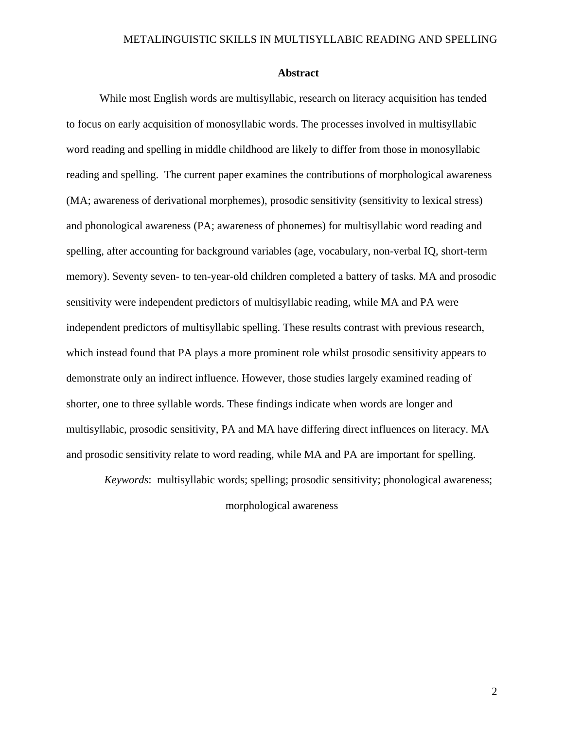## Abstract

While most English words are multisyllabic, research on literacy acquisition has tended to focus on early acquisition of monosyllabic words. The processes involved in multisyllabic word reading and spelling in middle childhood are likely to differ from those in monosyllabic reading and spelling. The current paper examines the contributions of morphological awareness (MA; awareness of derivational morphemes), prosodic sensitivity (sensitivity to lexical stress) and phonological awareness (PA; awareness of phonemes) for multisyllabic word reading and spelling, after accounting for background variables (age, vocabulary, non-verbal IQ, short-term memory). Seventy seven- to ten-year-old children completed a battery of tasks. MA and prosodic sensitivity were independent predictors of multisyllabic reading, while MA and PA were independent predictors of multisyllabic spelling. These results contrast with previous research, which instead found that PA plays a more prominent role whilst prosodic sensitivity appears to demonstrate only an indirect influence. However, those studies largely examined reading of shorter, one to three syllable words. These findings indicate when words are longer and multisyllabic, prosodic sensitivity, PA and MA have differing direct influences on literacy. MA and prosodic sensitivity relate to word reading, while MA and PA are important for spelling.

*Keywords*: multisyllabic words; spelling; prosodic sensitivity; phonological awareness; morphological awareness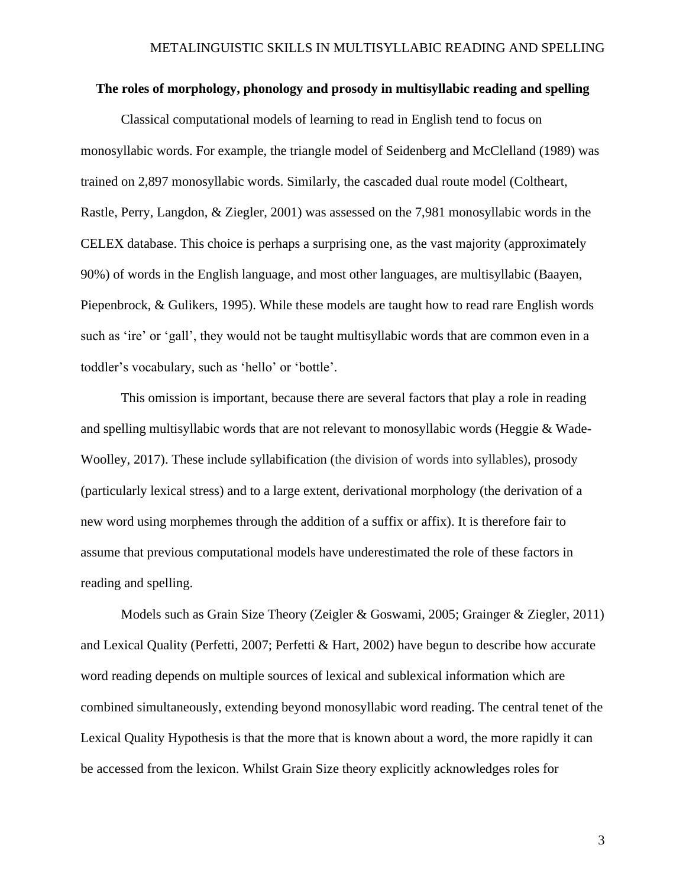**The roles of morphology, phonology and prosody in multisyllabic reading and spelling**

Classical computational models of learning to read in English tend to focus on monosyllabic words. For example, the triangle model of Seidenberg and McClelland (1989) was trained on 2,897 monosyllabic words. Similarly, the cascaded dual route model (Coltheart, Rastle, Perry, Langdon, & Ziegler, 2001) was assessed on the 7,981 monosyllabic words in the CELEX database. This choice is perhaps a surprising one, as the vast majority (approximately 90%) of words in the English language, and most other languages, are multisyllabic (Baayen, Piepenbrock, & Gulikers, 1995). While these models are taught how to read rare English words such as 'ire' or 'gall', they would not be taught multisyllabic words that are common even in a toddler's vocabulary, such as 'hello' or 'bottle'.

This omission is important, because there are several factors that play a role in reading and spelling multisyllabic words that are not relevant to monosyllabic words (Heggie & Wade-Woolley, 2017). These include syllabification (the division of words into syllables), prosody (particularly lexical stress) and to a large extent, derivational morphology (the derivation of a new word using morphemes through the addition of a suffix or affix). It is therefore fair to assume that previous computational models have underestimated the role of these factors in reading and spelling.

Models such as Grain Size Theory (Zeigler & Goswami, 2005; Grainger & Ziegler, 2011) and Lexical Quality (Perfetti, 2007; Perfetti & Hart, 2002) have begun to describe how accurate word reading depends on multiple sources of lexical and sublexical information which are combined simultaneously, extending beyond monosyllabic word reading. The central tenet of the Lexical Quality Hypothesis is that the more that is known about a word, the more rapidly it can be accessed from the lexicon. Whilst Grain Size theory explicitly acknowledges roles for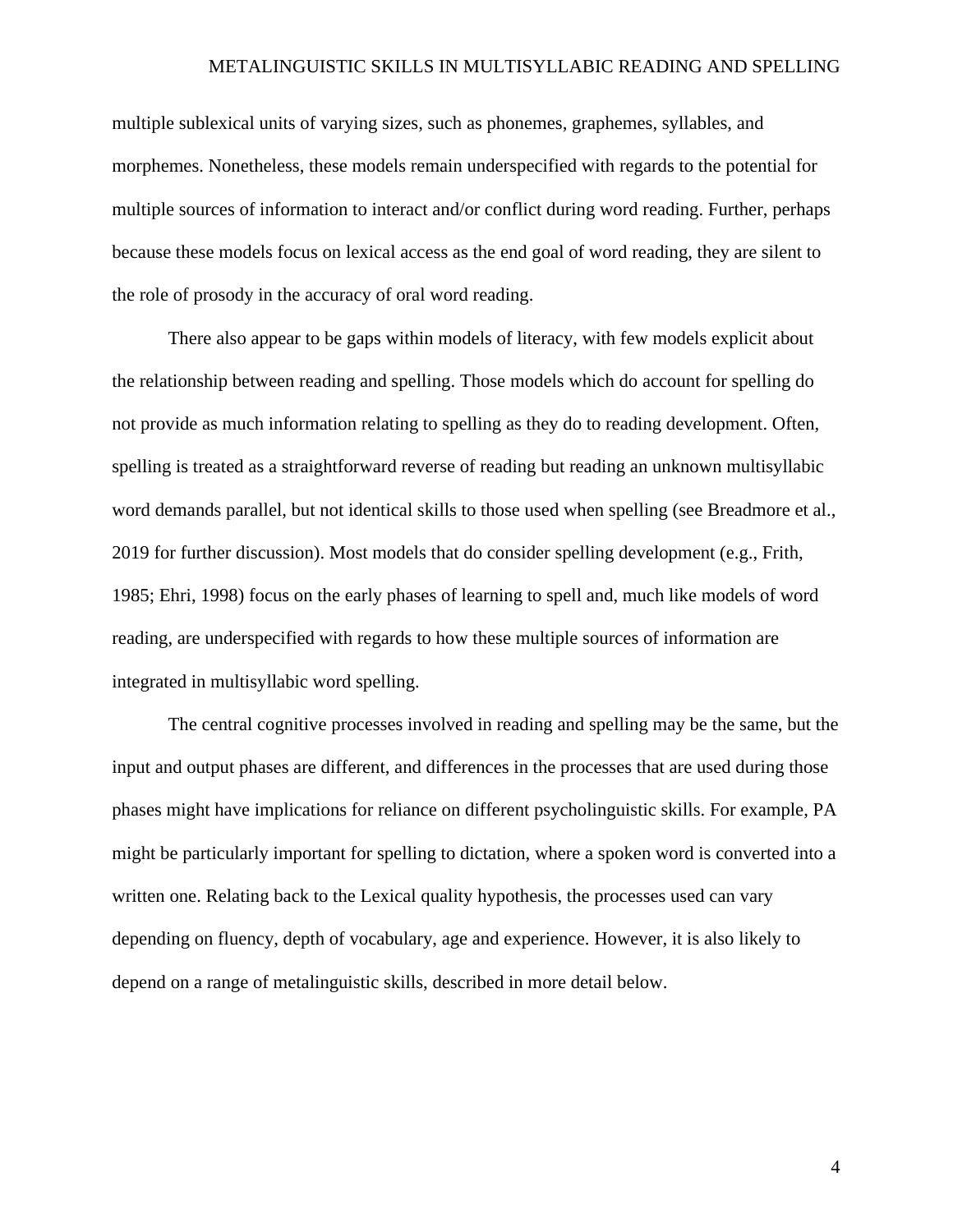multiple sublexical units of varying sizes, such as phonemes, graphemes, syllables, and morphemes. Nonetheless, these models remain underspecified with regards to the potential for multiple sources of information to interact and/or conflict during word reading. Further, perhaps because these models focus on lexical access as the end goal of word reading, they are silent to the role of prosody in the accuracy of oral word reading.

There also appear to be gaps within models of literacy, with few models explicit about the relationship between reading and spelling. Those models which do account for spelling do not provide as much information relating to spelling as they do to reading development. Often, spelling is treated as a straightforward reverse of reading but reading an unknown multisyllabic word demands parallel, but not identical skills to those used when spelling (see Breadmore et al., 2019 for further discussion). Most models that do consider spelling development (e.g., Frith, 1985; Ehri, 1998) focus on the early phases of learning to spell and, much like models of word reading, are underspecified with regards to how these multiple sources of information are integrated in multisyllabic word spelling.

The central cognitive processes involved in reading and spelling may be the same, but the input and output phases are different, and differences in the processes that are used during those phases might have implications for reliance on different psycholinguistic skills. For example, PA might be particularly important for spelling to dictation, where a spoken word is converted into a written one. Relating back to the Lexical quality hypothesis, the processes used can vary depending on fluency, depth of vocabulary, age and experience. However, it is also likely to depend on a range of metalinguistic skills, described in more detail below.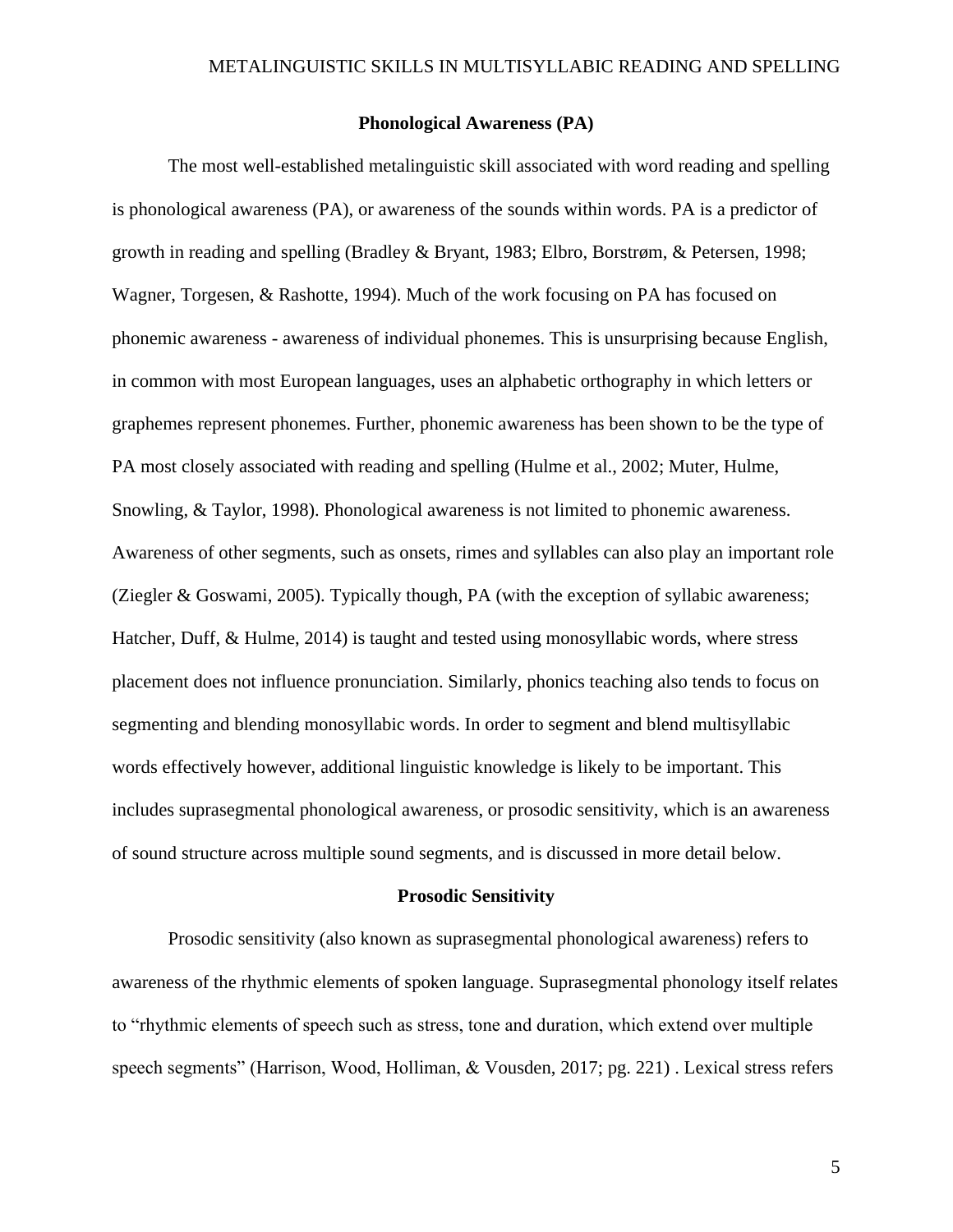## Phonological Awareness (PA)

The most well-established metalinguistic skill associated with word reading and spelling is phonological awareness (PA), or awareness of the sounds within words. PA is a predictor of growth in reading and spelling (Bradley & Bryant, 1983; Elbro, Borstrøm, & Petersen, 1998; Wagner, Torgesen, & Rashotte, 1994). Much of the work focusing on PA has focused on phonemic awareness - awareness of individual phonemes. This is unsurprising because English, in common with most European languages, uses an alphabetic orthography in which letters or graphemes represent phonemes. Further, phonemic awareness has been shown to be the type of PA most closely associated with reading and spelling (Hulme et al., 2002; Muter, Hulme, Snowling, & Taylor, 1998). Phonological awareness is not limited to phonemic awareness. Awareness of other segments, such as onsets, rimes and syllables can also play an important role (Ziegler & Goswami, 2005). Typically though, PA (with the exception of syllabic awareness; Hatcher, Duff, & Hulme, 2014) is taught and tested using monosyllabic words, where stress placement does not influence pronunciation. Similarly, phonics teaching also tends to focus on segmenting and blending monosyllabic words. In order to segment and blend multisyllabic words effectively however, additional linguistic knowledge is likely to be important. This includes suprasegmental phonological awareness, or prosodic sensitivity, which is an awareness of sound structure across multiple sound segments, and is discussed in more detail below.

## Prosodic Sensitivity

Prosodic sensitivity (also known as suprasegmental phonological awareness) refers to awareness of the rhythmic elements of spoken language. Suprasegmental phonology itself relates to "rhythmic elements of speech such as stress, tone and duration, which extend over multiple speech segments" (Harrison, Wood, Holliman, & Vousden, 2017; pg. 221) . Lexical stress refers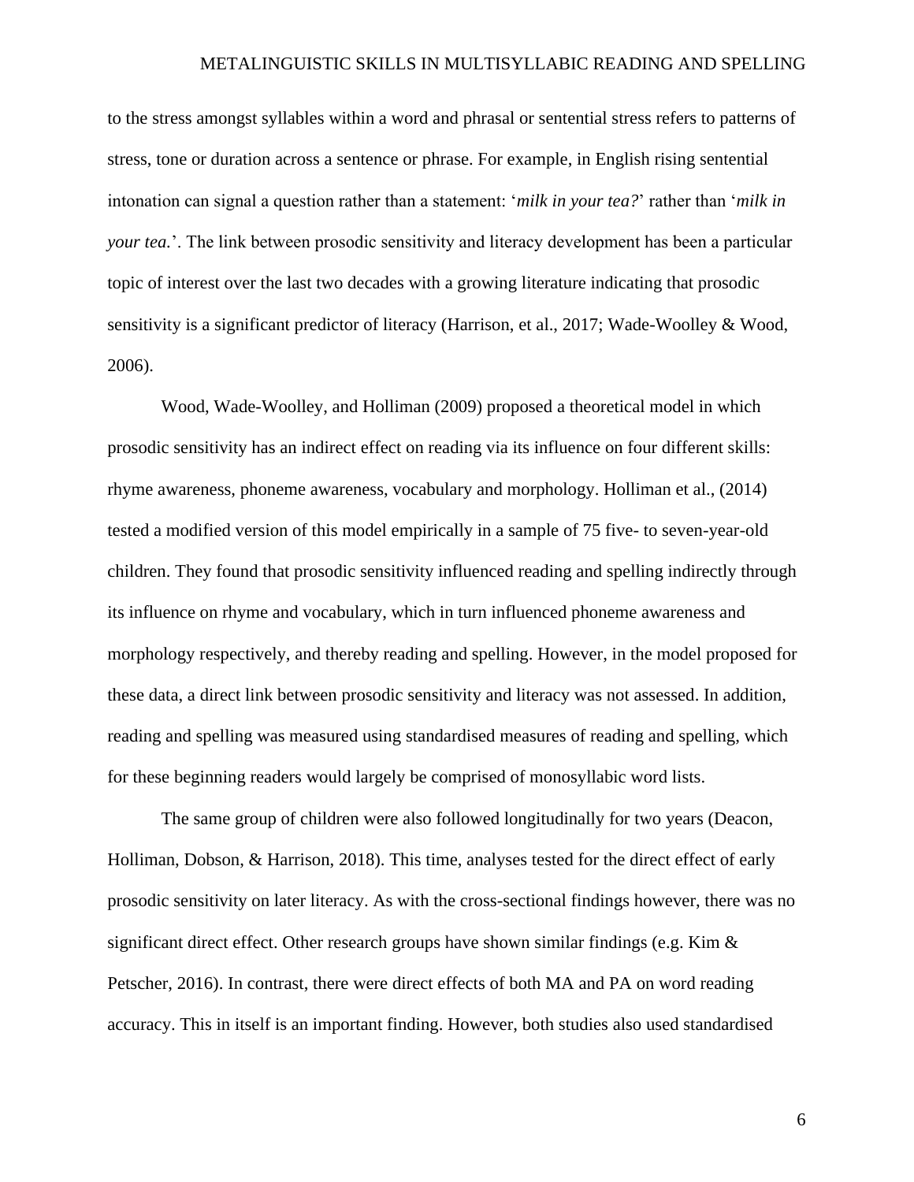to the stress amongst syllables within a word and phrasal or sentential stress refers to patterns of stress, tone or duration across a sentence or phrase. For example, in English rising sentential intonation can signal a question rather than a statement: '*milk in your tea?*' rather than '*milk in your tea.*'. The link between prosodic sensitivity and literacy development has been a particular topic of interest over the last two decades with a growing literature indicating that prosodic sensitivity is a significant predictor of literacy (Harrison, et al., 2017; Wade-Woolley & Wood, 2006).

Wood, Wade-Woolley, and Holliman (2009) proposed a theoretical model in which prosodic sensitivity has an indirect effect on reading via its influence on four different skills: rhyme awareness, phoneme awareness, vocabulary and morphology. Holliman et al., (2014) tested a modified version of this model empirically in a sample of 75 five- to seven-year-old children. They found that prosodic sensitivity influenced reading and spelling indirectly through its influence on rhyme and vocabulary, which in turn influenced phoneme awareness and morphology respectively, and thereby reading and spelling. However, in the model proposed for these data, a direct link between prosodic sensitivity and literacy was not assessed. In addition, reading and spelling was measured using standardised measures of reading and spelling, which for these beginning readers would largely be comprised of monosyllabic word lists.

The same group of children were also followed longitudinally for two years (Deacon, Holliman, Dobson, & Harrison, 2018). This time, analyses tested for the direct effect of early prosodic sensitivity on later literacy. As with the cross-sectional findings however, there was no significant direct effect. Other research groups have shown similar findings (e.g. Kim & Petscher, 2016). In contrast, there were direct effects of both MA and PA on word reading accuracy. This in itself is an important finding. However, both studies also used standardised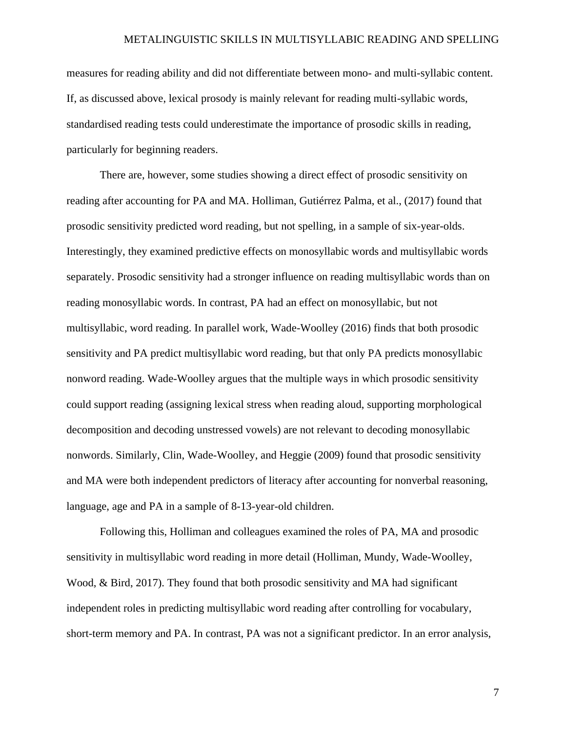measures for reading ability and did not differentiate between mono- and multi-syllabic content. If, as discussed above, lexical prosody is mainly relevant for reading multi-syllabic words, standardised reading tests could underestimate the importance of prosodic skills in reading, particularly for beginning readers.

There are, however, some studies showing a direct effect of prosodic sensitivity on reading after accounting for PA and MA. Holliman, Gutiérrez Palma, et al., (2017) found that prosodic sensitivity predicted word reading, but not spelling, in a sample of six-year-olds. Interestingly, they examined predictive effects on monosyllabic words and multisyllabic words separately. Prosodic sensitivity had a stronger influence on reading multisyllabic words than on reading monosyllabic words. In contrast, PA had an effect on monosyllabic, but not multisyllabic, word reading. In parallel work, Wade-Woolley (2016) finds that both prosodic sensitivity and PA predict multisyllabic word reading, but that only PA predicts monosyllabic nonword reading. Wade-Woolley argues that the multiple ways in which prosodic sensitivity could support reading (assigning lexical stress when reading aloud, supporting morphological decomposition and decoding unstressed vowels) are not relevant to decoding monosyllabic nonwords. Similarly, Clin, Wade-Woolley, and Heggie (2009) found that prosodic sensitivity and MA were both independent predictors of literacy after accounting for nonverbal reasoning, language, age and PA in a sample of 8-13-year-old children.

Following this, Holliman and colleagues examined the roles of PA, MA and prosodic sensitivity in multisyllabic word reading in more detail (Holliman, Mundy, Wade-Woolley, Wood, & Bird, 2017). They found that both prosodic sensitivity and MA had significant independent roles in predicting multisyllabic word reading after controlling for vocabulary, short-term memory and PA. In contrast, PA was not a significant predictor. In an error analysis,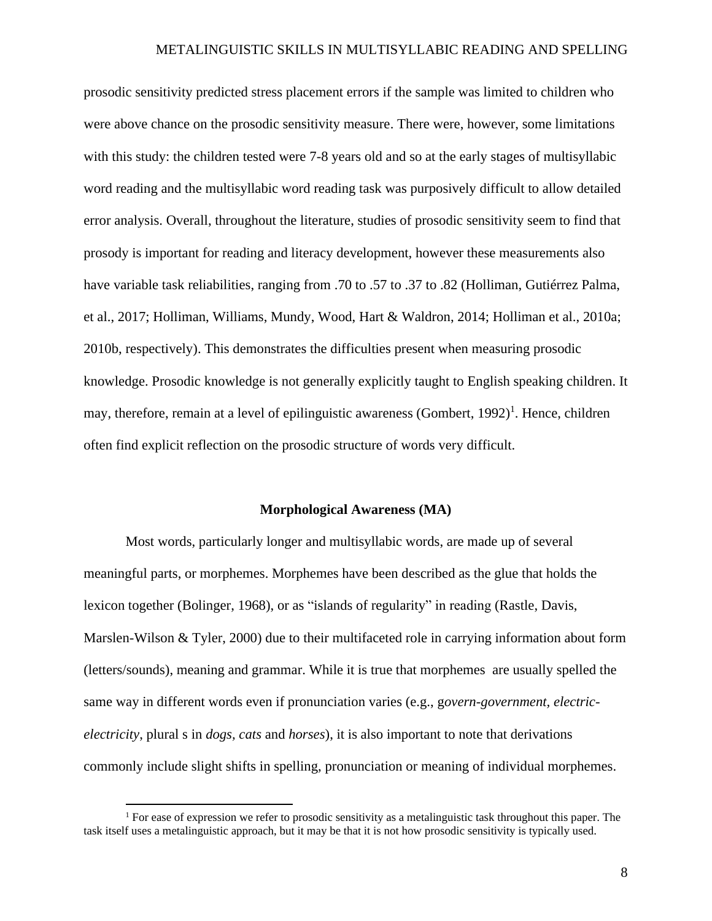prosodic sensitivity predicted stress placement errors if the sample was limited to children who were above chance on the prosodic sensitivity measure. There were, however, some limitations with this study: the children tested were 7-8 years old and so at the early stages of multisyllabic word reading and the multisyllabic word reading task was purposively difficult to allow detailed error analysis. Overall, throughout the literature, studies of prosodic sensitivity seem to find that prosody is important for reading and literacy development, however these measurements also have variable task reliabilities, ranging from .70 to .57 to .37 to .82 (Holliman, Gutiérrez Palma, et al., 2017; Holliman, Williams, Mundy, Wood, Hart & Waldron, 2014; Holliman et al., 2010a; 2010b, respectively). This demonstrates the difficulties present when measuring prosodic knowledge. Prosodic knowledge is not generally explicitly taught to English speaking children. It may, therefore, remain at a level of epilinguistic awareness (Gombert, 1992)[1]. Hence, children often find explicit reflection on the prosodic structure of words very difficult.

### Morphological Awareness (MA)

Most words, particularly longer and multisyllabic words, are made up of several meaningful parts, or morphemes. Morphemes have been described as the glue that holds the lexicon together (Bolinger, 1968), or as "islands of regularity" in reading (Rastle, Davis, Marslen-Wilson & Tyler, 2000) due to their multifaceted role in carrying information about form (letters/sounds), meaning and grammar. While it is true that morphemes are usually spelled the same way in different words even if pronunciation varies (e.g., g*overn-government*, *electric-electricity*, plural s in *dogs*, *cats* and *horses*), it is also important to note that derivations commonly include slight shifts in spelling, pronunciation or meaning of individual morphemes.

[1] For ease of expression we refer to prosodic sensitivity as a metalinguistic task throughout this paper. The task itself uses a metalinguistic approach, but it may be that it is not how prosodic sensitivity is typically used.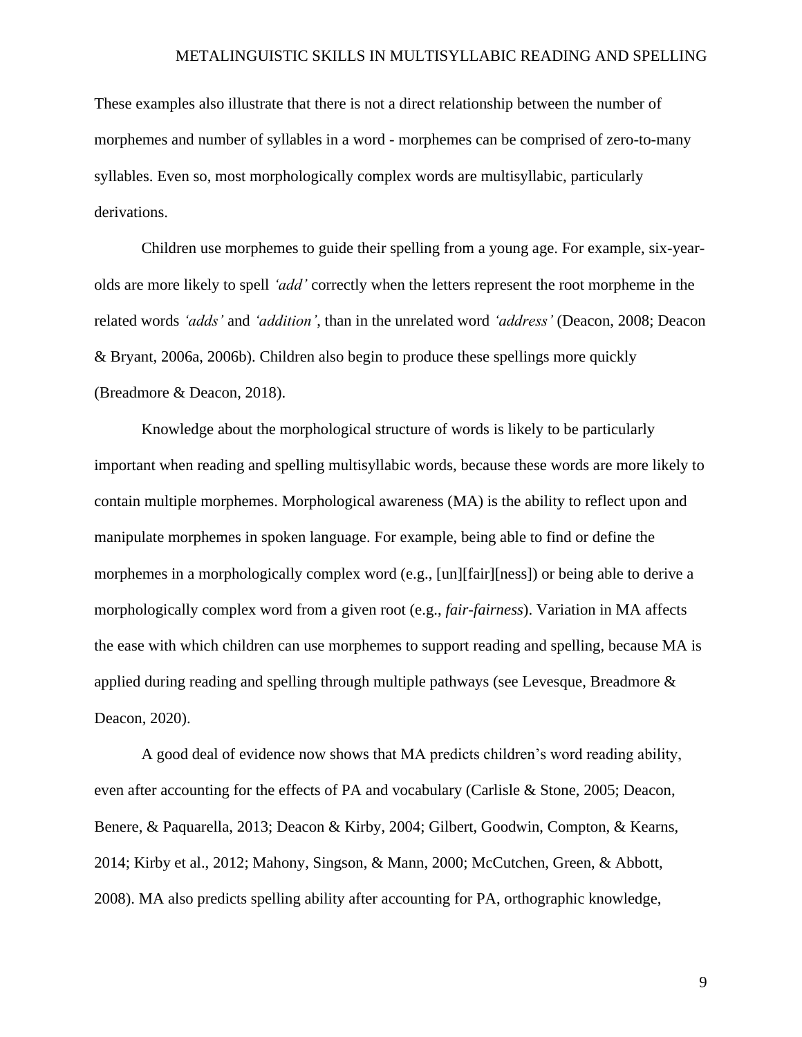These examples also illustrate that there is not a direct relationship between the number of morphemes and number of syllables in a word - morphemes can be comprised of zero-to-many syllables. Even so, most morphologically complex words are multisyllabic, particularly derivations.

Children use morphemes to guide their spelling from a young age. For example, six-year-olds are more likely to spell *'add'* correctly when the letters represent the root morpheme in the related words *'adds'* and *'addition'*, than in the unrelated word *'address'* (Deacon, 2008; Deacon & Bryant, 2006a, 2006b). Children also begin to produce these spellings more quickly (Breadmore & Deacon, 2018).

Knowledge about the morphological structure of words is likely to be particularly important when reading and spelling multisyllabic words, because these words are more likely to contain multiple morphemes. Morphological awareness (MA) is the ability to reflect upon and manipulate morphemes in spoken language. For example, being able to find or define the morphemes in a morphologically complex word (e.g., [un][fair][ness]) or being able to derive a morphologically complex word from a given root (e.g., *fair-fairness*). Variation in MA affects the ease with which children can use morphemes to support reading and spelling, because MA is applied during reading and spelling through multiple pathways (see Levesque, Breadmore & Deacon, 2020).

A good deal of evidence now shows that MA predicts children's word reading ability, even after accounting for the effects of PA and vocabulary (Carlisle & Stone, 2005; Deacon, Benere, & Paquarella, 2013; Deacon & Kirby, 2004; Gilbert, Goodwin, Compton, & Kearns, 2014; Kirby et al., 2012; Mahony, Singson, & Mann, 2000; McCutchen, Green, & Abbott, 2008). MA also predicts spelling ability after accounting for PA, orthographic knowledge,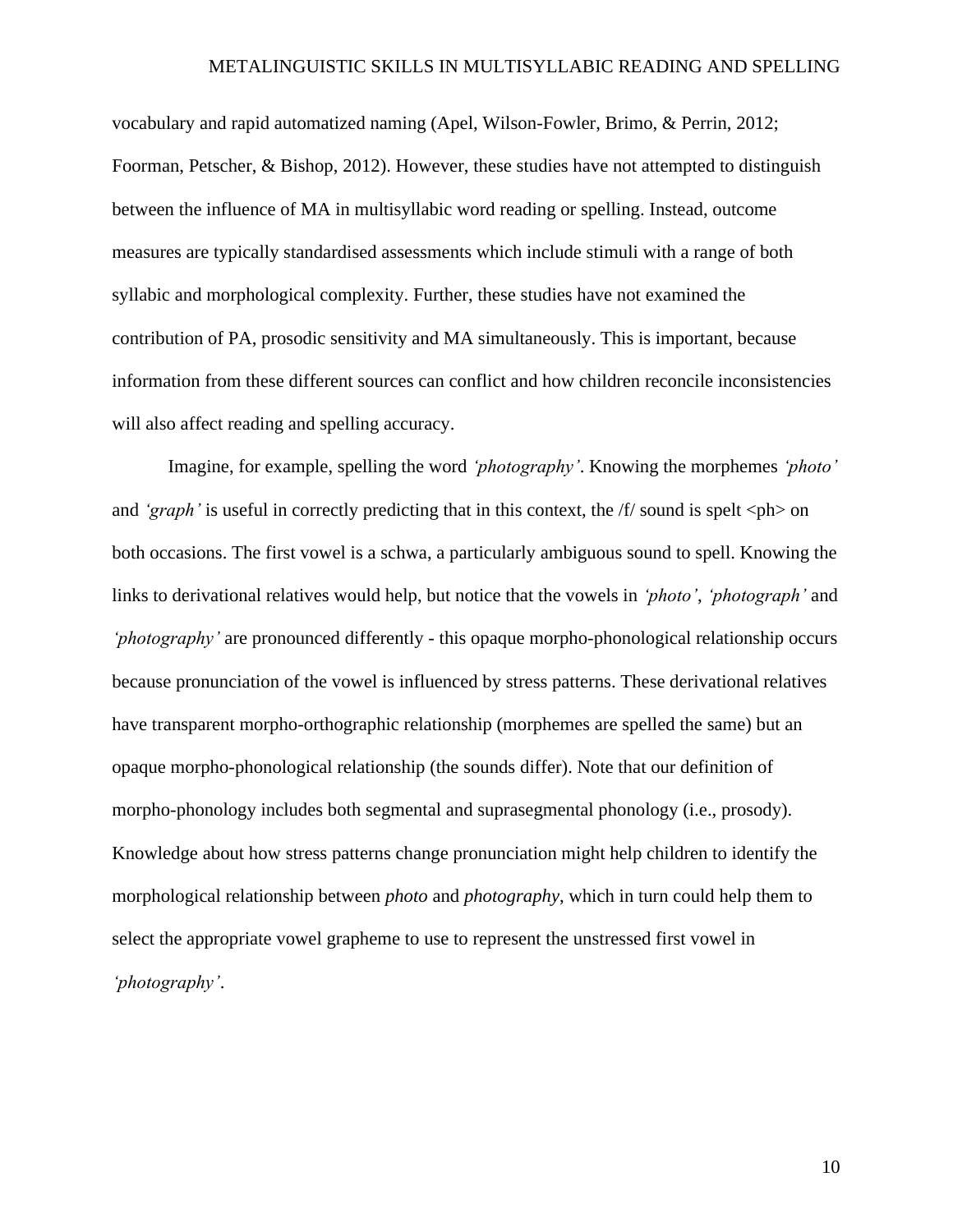vocabulary and rapid automatized naming (Apel, Wilson-Fowler, Brimo, & Perrin, 2012; Foorman, Petscher, & Bishop, 2012). However, these studies have not attempted to distinguish between the influence of MA in multisyllabic word reading or spelling. Instead, outcome measures are typically standardised assessments which include stimuli with a range of both syllabic and morphological complexity. Further, these studies have not examined the contribution of PA, prosodic sensitivity and MA simultaneously. This is important, because information from these different sources can conflict and how children reconcile inconsistencies will also affect reading and spelling accuracy.

Imagine, for example, spelling the word *'photography'*. Knowing the morphemes *'photo'* and *'graph'* is useful in correctly predicting that in this context, the /f/ sound is spelt <ph> on both occasions. The first vowel is a schwa, a particularly ambiguous sound to spell. Knowing the links to derivational relatives would help, but notice that the vowels in *'photo'*, *'photograph'* and *'photography'* are pronounced differently - this opaque morpho-phonological relationship occurs because pronunciation of the vowel is influenced by stress patterns. These derivational relatives have transparent morpho-orthographic relationship (morphemes are spelled the same) but an opaque morpho-phonological relationship (the sounds differ). Note that our definition of morpho-phonology includes both segmental and suprasegmental phonology (i.e., prosody). Knowledge about how stress patterns change pronunciation might help children to identify the morphological relationship between *photo* and *photography*, which in turn could help them to select the appropriate vowel grapheme to use to represent the unstressed first vowel in *'photography'*.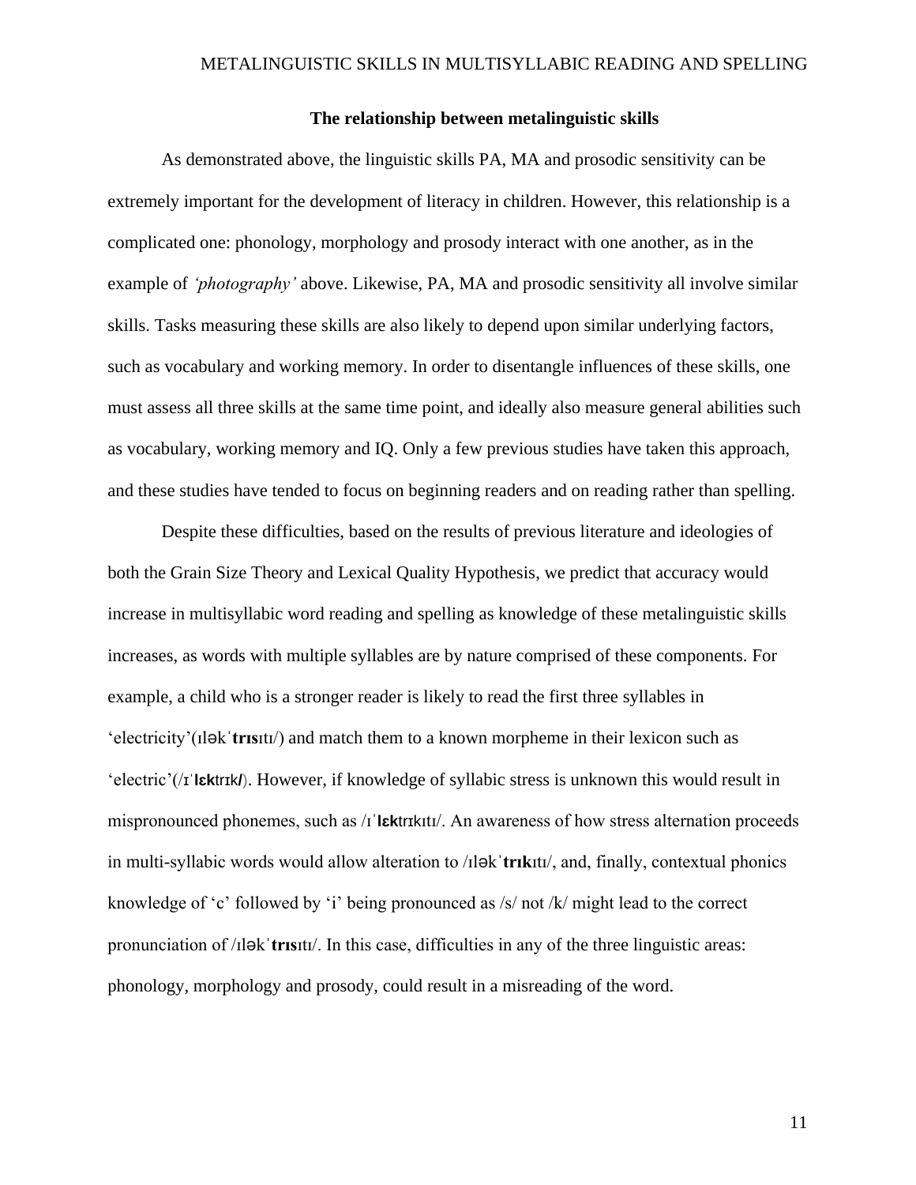**The relationship between metalinguistic skills**

As demonstrated above, the linguistic skills PA, MA and prosodic sensitivity can be extremely important for the development of literacy in children. However, this relationship is a complicated one: phonology, morphology and prosody interact with one another, as in the example of *'photography'* above. Likewise, PA, MA and prosodic sensitivity all involve similar skills. Tasks measuring these skills are also likely to depend upon similar underlying factors, such as vocabulary and working memory. In order to disentangle influences of these skills, one must assess all three skills at the same time point, and ideally also measure general abilities such as vocabulary, working memory and IQ. Only a few previous studies have taken this approach, and these studies have tended to focus on beginning readers and on reading rather than spelling.

Despite these difficulties, based on the results of previous literature and ideologies of both the Grain Size Theory and Lexical Quality Hypothesis, we predict that accuracy would increase in multisyllabic word reading and spelling as knowledge of these metalinguistic skills increases, as words with multiple syllables are by nature comprised of these components. For example, a child who is a stronger reader is likely to read the first three syllables in 'electricity'(ɪləkˈ**trɪs**ɪtɪ/) and match them to a known morpheme in their lexicon such as 'electric'(/ɪˈ**lɛk**trɪk/). However, if knowledge of syllabic stress is unknown this would result in mispronounced phonemes, such as /ɪˈ**lɛk**trɪkɪtɪ/. An awareness of how stress alternation proceeds in multi-syllabic words would allow alteration to /ɪləkˈ**trɪk**ɪtɪ/, and, finally, contextual phonics knowledge of 'c' followed by 'i' being pronounced as /s/ not /k/ might lead to the correct pronunciation of /ɪləkˈ**trɪs**ɪtɪ/. In this case, difficulties in any of the three linguistic areas: phonology, morphology and prosody, could result in a misreading of the word.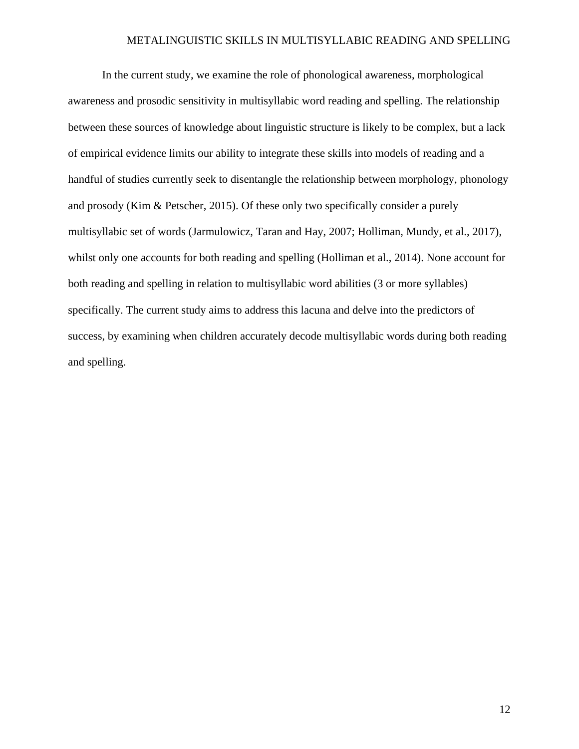In the current study, we examine the role of phonological awareness, morphological awareness and prosodic sensitivity in multisyllabic word reading and spelling. The relationship between these sources of knowledge about linguistic structure is likely to be complex, but a lack of empirical evidence limits our ability to integrate these skills into models of reading and a handful of studies currently seek to disentangle the relationship between morphology, phonology and prosody (Kim & Petscher, 2015). Of these only two specifically consider a purely multisyllabic set of words (Jarmulowicz, Taran and Hay, 2007; Holliman, Mundy, et al., 2017), whilst only one accounts for both reading and spelling (Holliman et al., 2014). None account for both reading and spelling in relation to multisyllabic word abilities (3 or more syllables) specifically. The current study aims to address this lacuna and delve into the predictors of success, by examining when children accurately decode multisyllabic words during both reading and spelling.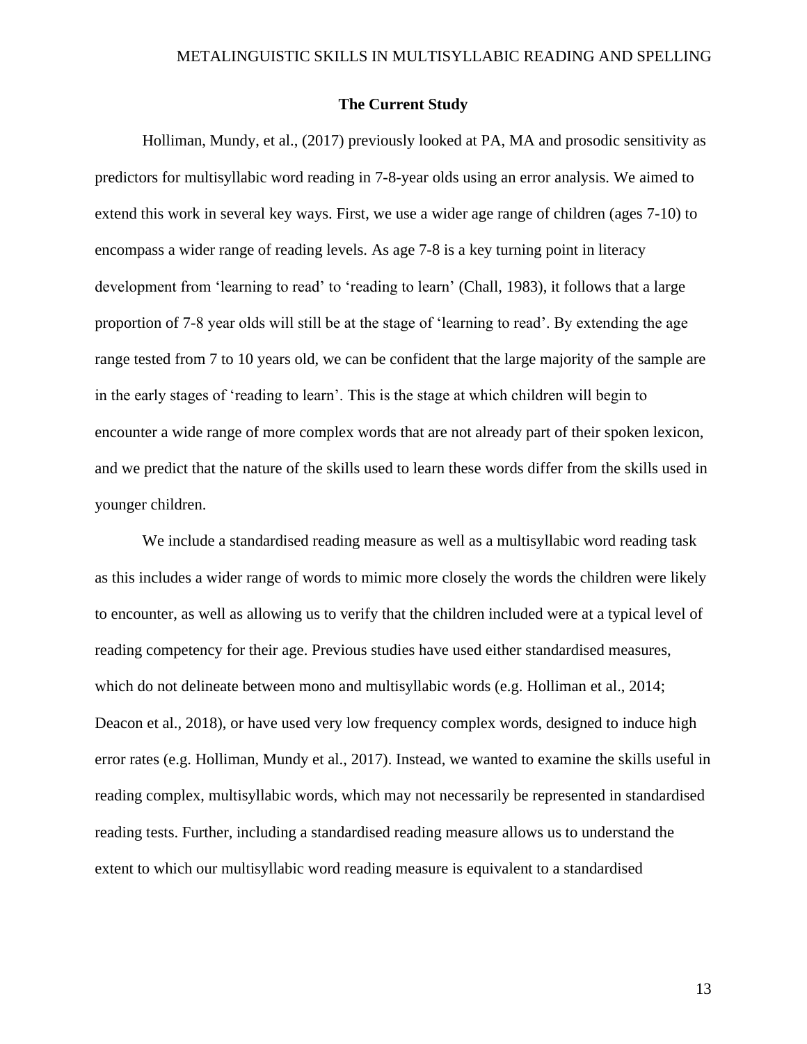## The Current Study

Holliman, Mundy, et al., (2017) previously looked at PA, MA and prosodic sensitivity as predictors for multisyllabic word reading in 7-8-year olds using an error analysis. We aimed to extend this work in several key ways. First, we use a wider age range of children (ages 7-10) to encompass a wider range of reading levels. As age 7-8 is a key turning point in literacy development from 'learning to read' to 'reading to learn' (Chall, 1983), it follows that a large proportion of 7-8 year olds will still be at the stage of 'learning to read'. By extending the age range tested from 7 to 10 years old, we can be confident that the large majority of the sample are in the early stages of 'reading to learn'. This is the stage at which children will begin to encounter a wide range of more complex words that are not already part of their spoken lexicon, and we predict that the nature of the skills used to learn these words differ from the skills used in younger children.

We include a standardised reading measure as well as a multisyllabic word reading task as this includes a wider range of words to mimic more closely the words the children were likely to encounter, as well as allowing us to verify that the children included were at a typical level of reading competency for their age. Previous studies have used either standardised measures, which do not delineate between mono and multisyllabic words (e.g. Holliman et al., 2014; Deacon et al., 2018), or have used very low frequency complex words, designed to induce high error rates (e.g. Holliman, Mundy et al., 2017). Instead, we wanted to examine the skills useful in reading complex, multisyllabic words, which may not necessarily be represented in standardised reading tests. Further, including a standardised reading measure allows us to understand the extent to which our multisyllabic word reading measure is equivalent to a standardised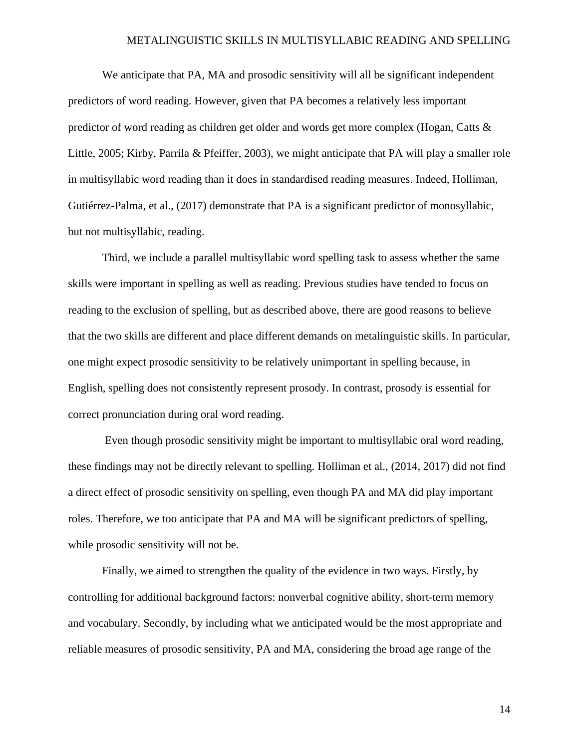We anticipate that PA, MA and prosodic sensitivity will all be significant independent predictors of word reading. However, given that PA becomes a relatively less important predictor of word reading as children get older and words get more complex (Hogan, Catts & Little, 2005; Kirby, Parrila & Pfeiffer, 2003), we might anticipate that PA will play a smaller role in multisyllabic word reading than it does in standardised reading measures. Indeed, Holliman, Gutiérrez-Palma, et al., (2017) demonstrate that PA is a significant predictor of monosyllabic, but not multisyllabic, reading.

Third, we include a parallel multisyllabic word spelling task to assess whether the same skills were important in spelling as well as reading. Previous studies have tended to focus on reading to the exclusion of spelling, but as described above, there are good reasons to believe that the two skills are different and place different demands on metalinguistic skills. In particular, one might expect prosodic sensitivity to be relatively unimportant in spelling because, in English, spelling does not consistently represent prosody. In contrast, prosody is essential for correct pronunciation during oral word reading.

Even though prosodic sensitivity might be important to multisyllabic oral word reading, these findings may not be directly relevant to spelling. Holliman et al., (2014, 2017) did not find a direct effect of prosodic sensitivity on spelling, even though PA and MA did play important roles. Therefore, we too anticipate that PA and MA will be significant predictors of spelling, while prosodic sensitivity will not be.

Finally, we aimed to strengthen the quality of the evidence in two ways. Firstly, by controlling for additional background factors: nonverbal cognitive ability, short-term memory and vocabulary. Secondly, by including what we anticipated would be the most appropriate and reliable measures of prosodic sensitivity, PA and MA, considering the broad age range of the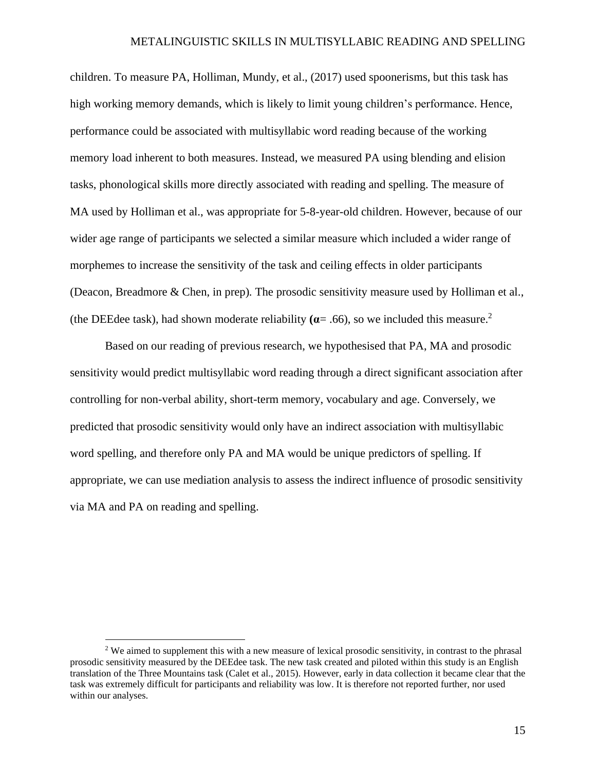children. To measure PA, Holliman, Mundy, et al., (2017) used spoonerisms, but this task has high working memory demands, which is likely to limit young children's performance. Hence, performance could be associated with multisyllabic word reading because of the working memory load inherent to both measures. Instead, we measured PA using blending and elision tasks, phonological skills more directly associated with reading and spelling. The measure of MA used by Holliman et al., was appropriate for 5-8-year-old children. However, because of our wider age range of participants we selected a similar measure which included a wider range of morphemes to increase the sensitivity of the task and ceiling effects in older participants (Deacon, Breadmore & Chen, in prep). The prosodic sensitivity measure used by Holliman et al., (the DEEdee task), had shown moderate reliability (**α**= .66), so we included this measure.[2]

Based on our reading of previous research, we hypothesised that PA, MA and prosodic sensitivity would predict multisyllabic word reading through a direct significant association after controlling for non-verbal ability, short-term memory, vocabulary and age. Conversely, we predicted that prosodic sensitivity would only have an indirect association with multisyllabic word spelling, and therefore only PA and MA would be unique predictors of spelling. If appropriate, we can use mediation analysis to assess the indirect influence of prosodic sensitivity via MA and PA on reading and spelling.

[2] We aimed to supplement this with a new measure of lexical prosodic sensitivity, in contrast to the phrasal prosodic sensitivity measured by the DEEdee task. The new task created and piloted within this study is an English translation of the Three Mountains task (Calet et al., 2015). However, early in data collection it became clear that the task was extremely difficult for participants and reliability was low. It is therefore not reported further, nor used within our analyses.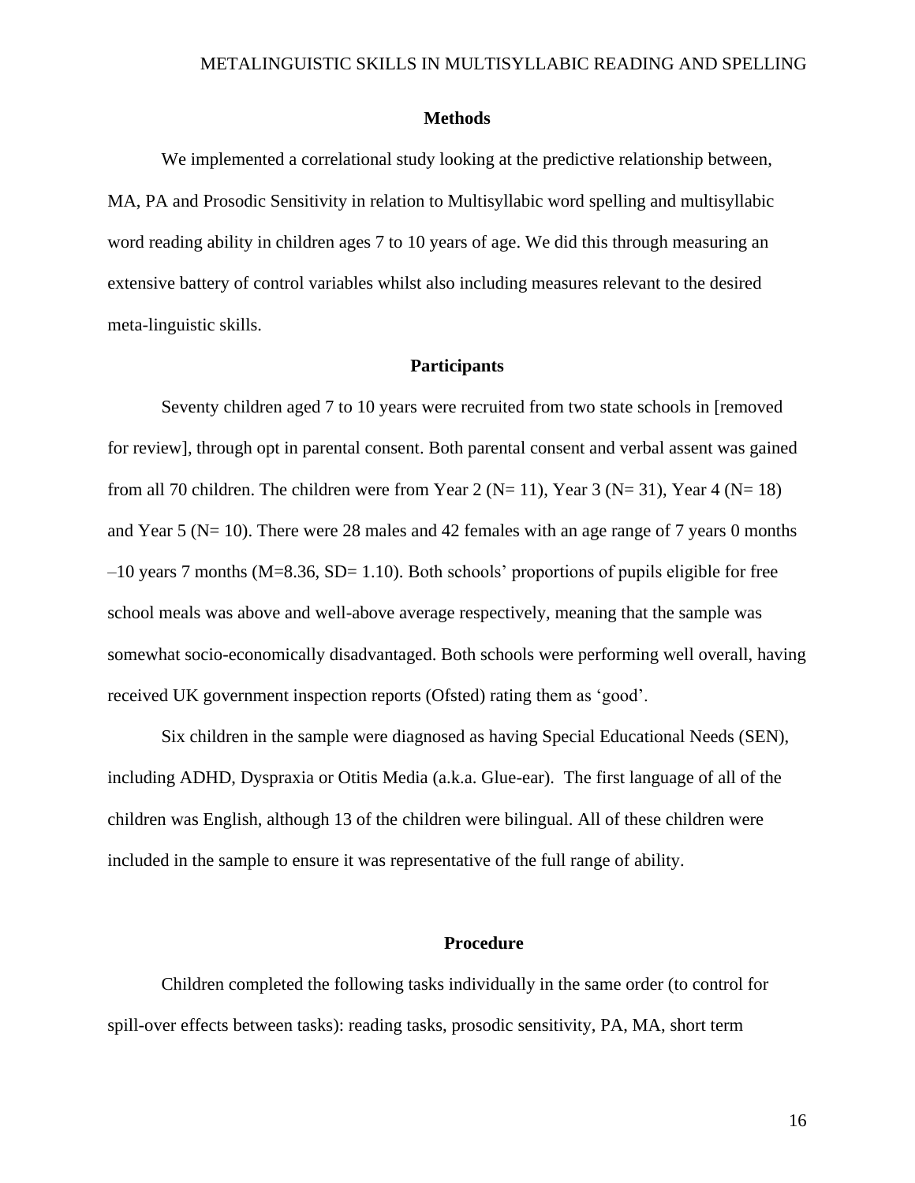## Methods

We implemented a correlational study looking at the predictive relationship between, MA, PA and Prosodic Sensitivity in relation to Multisyllabic word spelling and multisyllabic word reading ability in children ages 7 to 10 years of age. We did this through measuring an extensive battery of control variables whilst also including measures relevant to the desired meta-linguistic skills.

## Participants

Seventy children aged 7 to 10 years were recruited from two state schools in [removed for review], through opt in parental consent. Both parental consent and verbal assent was gained from all 70 children. The children were from Year 2 (N= 11), Year 3 (N= 31), Year 4 (N= 18) and Year 5 (N= 10). There were 28 males and 42 females with an age range of 7 years 0 months –10 years 7 months (M=8.36, SD= 1.10). Both schools' proportions of pupils eligible for free school meals was above and well-above average respectively, meaning that the sample was somewhat socio-economically disadvantaged. Both schools were performing well overall, having received UK government inspection reports (Ofsted) rating them as 'good'.

Six children in the sample were diagnosed as having Special Educational Needs (SEN), including ADHD, Dyspraxia or Otitis Media (a.k.a. Glue-ear). The first language of all of the children was English, although 13 of the children were bilingual. All of these children were included in the sample to ensure it was representative of the full range of ability.

## Procedure

Children completed the following tasks individually in the same order (to control for spill-over effects between tasks): reading tasks, prosodic sensitivity, PA, MA, short term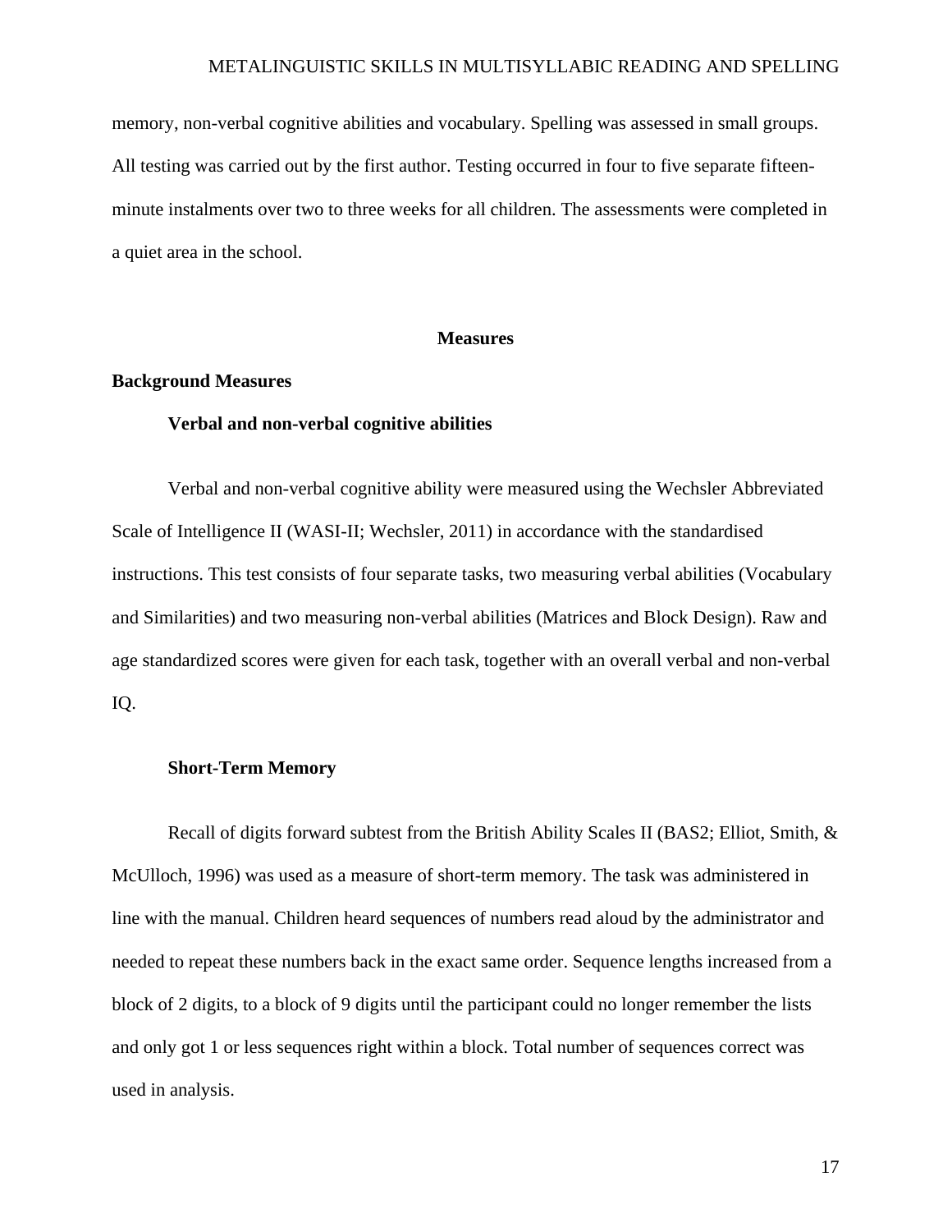memory, non-verbal cognitive abilities and vocabulary. Spelling was assessed in small groups. All testing was carried out by the first author. Testing occurred in four to five separate fifteen-minute instalments over two to three weeks for all children. The assessments were completed in a quiet area in the school.

## Measures

### Background Measures

#### Verbal and non-verbal cognitive abilities

Verbal and non-verbal cognitive ability were measured using the Wechsler Abbreviated Scale of Intelligence II (WASI-II; Wechsler, 2011) in accordance with the standardised instructions. This test consists of four separate tasks, two measuring verbal abilities (Vocabulary and Similarities) and two measuring non-verbal abilities (Matrices and Block Design). Raw and age standardized scores were given for each task, together with an overall verbal and non-verbal IQ.

#### Short-Term Memory

Recall of digits forward subtest from the British Ability Scales II (BAS2; Elliot, Smith, & McUlloch, 1996) was used as a measure of short-term memory. The task was administered in line with the manual. Children heard sequences of numbers read aloud by the administrator and needed to repeat these numbers back in the exact same order. Sequence lengths increased from a block of 2 digits, to a block of 9 digits until the participant could no longer remember the lists and only got 1 or less sequences right within a block. Total number of sequences correct was used in analysis.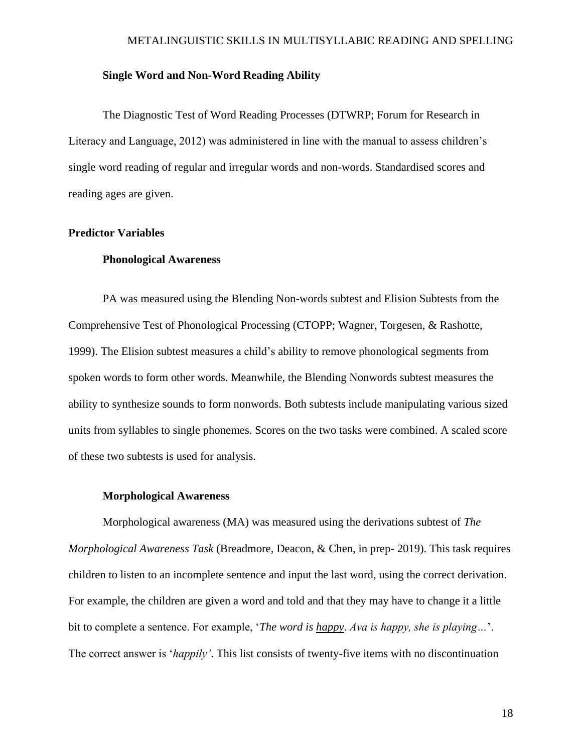### Single Word and Non-Word Reading Ability

The Diagnostic Test of Word Reading Processes (DTWRP; Forum for Research in Literacy and Language, 2012) was administered in line with the manual to assess children's single word reading of regular and irregular words and non-words. Standardised scores and reading ages are given.

## Predictor Variables

### Phonological Awareness

PA was measured using the Blending Non-words subtest and Elision Subtests from the Comprehensive Test of Phonological Processing (CTOPP; Wagner, Torgesen, & Rashotte, 1999). The Elision subtest measures a child's ability to remove phonological segments from spoken words to form other words. Meanwhile, the Blending Nonwords subtest measures the ability to synthesize sounds to form nonwords. Both subtests include manipulating various sized units from syllables to single phonemes. Scores on the two tasks were combined. A scaled score of these two subtests is used for analysis.

### Morphological Awareness

Morphological awareness (MA) was measured using the derivations subtest of *The Morphological Awareness Task* (Breadmore, Deacon, & Chen, in prep- 2019). This task requires children to listen to an incomplete sentence and input the last word, using the correct derivation. For example, the children are given a word and told and that they may have to change it a little bit to complete a sentence. For example, '*The word is happy. Ava is happy, she is playing…*'. The correct answer is '*happily'*. This list consists of twenty-five items with no discontinuation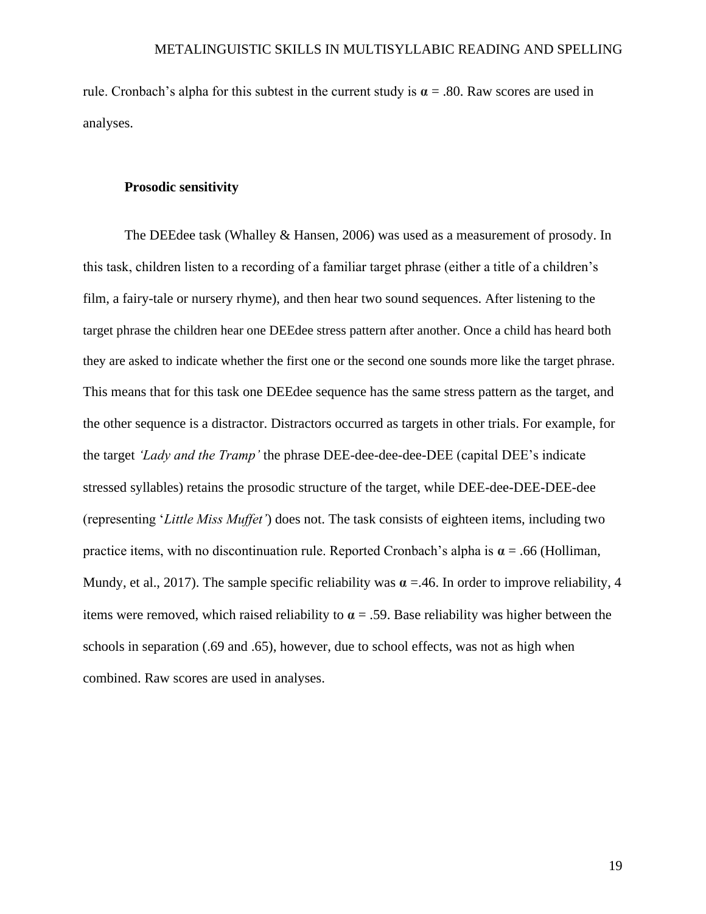rule. Cronbach's alpha for this subtest in the current study is **α** = .80. Raw scores are used in analyses.

### Prosodic sensitivity

The DEEdee task (Whalley & Hansen, 2006) was used as a measurement of prosody. In this task, children listen to a recording of a familiar target phrase (either a title of a children's film, a fairy-tale or nursery rhyme), and then hear two sound sequences. After listening to the target phrase the children hear one DEEdee stress pattern after another. Once a child has heard both they are asked to indicate whether the first one or the second one sounds more like the target phrase. This means that for this task one DEEdee sequence has the same stress pattern as the target, and the other sequence is a distractor. Distractors occurred as targets in other trials. For example, for the target *'Lady and the Tramp'* the phrase DEE-dee-dee-dee-DEE (capital DEE's indicate stressed syllables) retains the prosodic structure of the target, while DEE-dee-DEE-DEE-dee (representing '*Little Miss Muffet'*) does not. The task consists of eighteen items, including two practice items, with no discontinuation rule. Reported Cronbach's alpha is **α** = .66 (Holliman, Mundy, et al., 2017). The sample specific reliability was **α** =.46. In order to improve reliability, 4 items were removed, which raised reliability to **α** = .59. Base reliability was higher between the schools in separation (.69 and .65), however, due to school effects, was not as high when combined. Raw scores are used in analyses.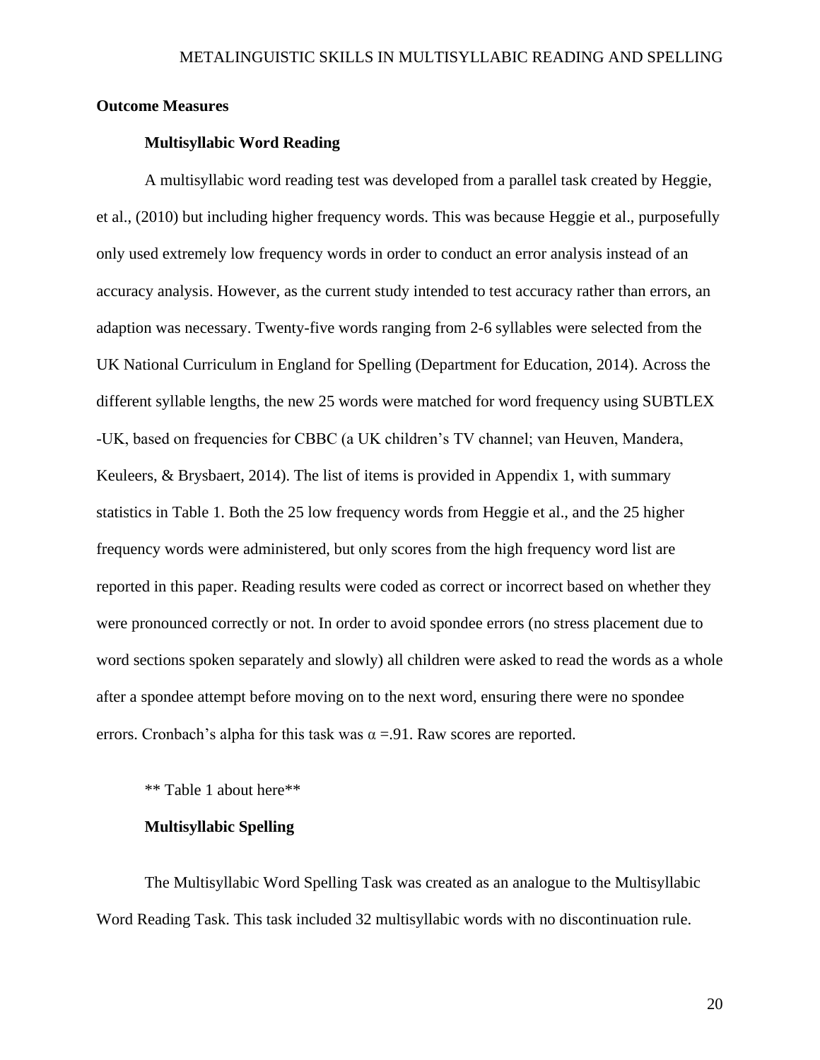## Outcome Measures

### Multisyllabic Word Reading

A multisyllabic word reading test was developed from a parallel task created by Heggie, et al., (2010) but including higher frequency words. This was because Heggie et al., purposefully only used extremely low frequency words in order to conduct an error analysis instead of an accuracy analysis. However, as the current study intended to test accuracy rather than errors, an adaption was necessary. Twenty-five words ranging from 2-6 syllables were selected from the UK National Curriculum in England for Spelling (Department for Education, 2014). Across the different syllable lengths, the new 25 words were matched for word frequency using SUBTLEX -UK, based on frequencies for CBBC (a UK children's TV channel; van Heuven, Mandera, Keuleers, & Brysbaert, 2014). The list of items is provided in Appendix 1, with summary statistics in Table 1. Both the 25 low frequency words from Heggie et al., and the 25 higher frequency words were administered, but only scores from the high frequency word list are reported in this paper. Reading results were coded as correct or incorrect based on whether they were pronounced correctly or not. In order to avoid spondee errors (no stress placement due to word sections spoken separately and slowly) all children were asked to read the words as a whole after a spondee attempt before moving on to the next word, ensuring there were no spondee errors. Cronbach's alpha for this task was $\alpha$ =.91. Raw scores are reported.

** Table 1 about here**

### Multisyllabic Spelling

The Multisyllabic Word Spelling Task was created as an analogue to the Multisyllabic Word Reading Task. This task included 32 multisyllabic words with no discontinuation rule.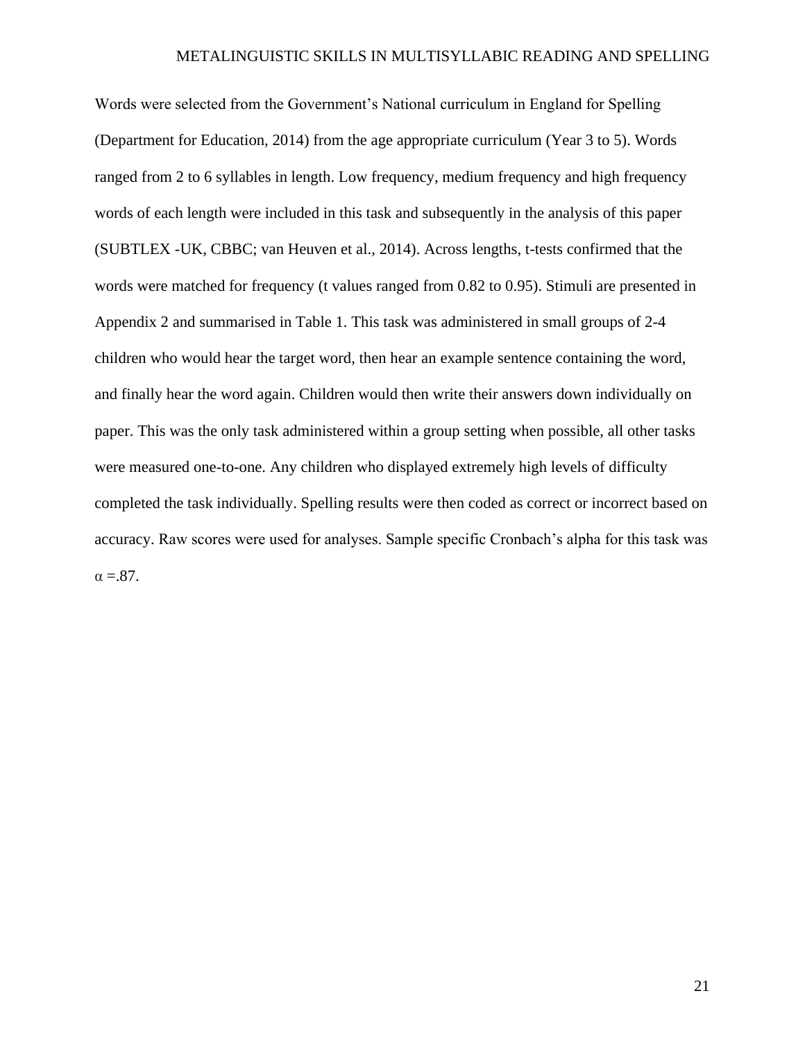Words were selected from the Government's National curriculum in England for Spelling (Department for Education, 2014) from the age appropriate curriculum (Year 3 to 5). Words ranged from 2 to 6 syllables in length. Low frequency, medium frequency and high frequency words of each length were included in this task and subsequently in the analysis of this paper (SUBTLEX -UK, CBBC; van Heuven et al., 2014). Across lengths, t-tests confirmed that the words were matched for frequency (t values ranged from 0.82 to 0.95). Stimuli are presented in Appendix 2 and summarised in Table 1. This task was administered in small groups of 2-4 children who would hear the target word, then hear an example sentence containing the word, and finally hear the word again. Children would then write their answers down individually on paper. This was the only task administered within a group setting when possible, all other tasks were measured one-to-one. Any children who displayed extremely high levels of difficulty completed the task individually. Spelling results were then coded as correct or incorrect based on accuracy. Raw scores were used for analyses. Sample specific Cronbach's alpha for this task was $\alpha = .87$.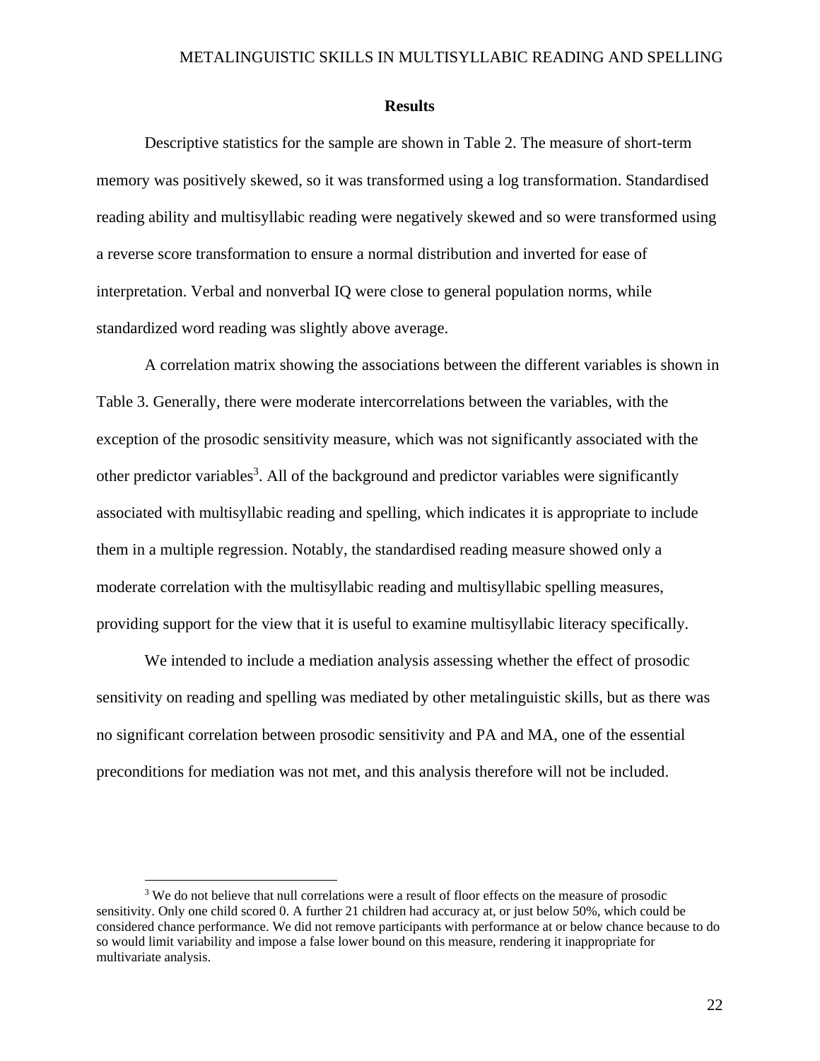## Results

Descriptive statistics for the sample are shown in Table 2. The measure of short-term memory was positively skewed, so it was transformed using a log transformation. Standardised reading ability and multisyllabic reading were negatively skewed and so were transformed using a reverse score transformation to ensure a normal distribution and inverted for ease of interpretation. Verbal and nonverbal IQ were close to general population norms, while standardized word reading was slightly above average.

A correlation matrix showing the associations between the different variables is shown in Table 3. Generally, there were moderate intercorrelations between the variables, with the exception of the prosodic sensitivity measure, which was not significantly associated with the other predictor variables[3]. All of the background and predictor variables were significantly associated with multisyllabic reading and spelling, which indicates it is appropriate to include them in a multiple regression. Notably, the standardised reading measure showed only a moderate correlation with the multisyllabic reading and multisyllabic spelling measures, providing support for the view that it is useful to examine multisyllabic literacy specifically.

We intended to include a mediation analysis assessing whether the effect of prosodic sensitivity on reading and spelling was mediated by other metalinguistic skills, but as there was no significant correlation between prosodic sensitivity and PA and MA, one of the essential preconditions for mediation was not met, and this analysis therefore will not be included.

[3] We do not believe that null correlations were a result of floor effects on the measure of prosodic sensitivity. Only one child scored 0. A further 21 children had accuracy at, or just below 50%, which could be considered chance performance. We did not remove participants with performance at or below chance because to do so would limit variability and impose a false lower bound on this measure, rendering it inappropriate for multivariate analysis.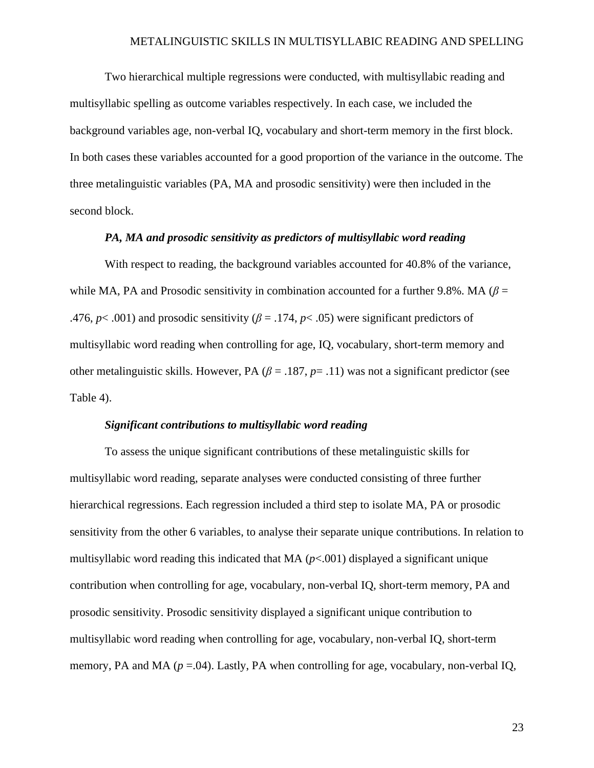Two hierarchical multiple regressions were conducted, with multisyllabic reading and multisyllabic spelling as outcome variables respectively. In each case, we included the background variables age, non-verbal IQ, vocabulary and short-term memory in the first block. In both cases these variables accounted for a good proportion of the variance in the outcome. The three metalinguistic variables (PA, MA and prosodic sensitivity) were then included in the second block.

***PA, MA and prosodic sensitivity as predictors of multisyllabic word reading***

With respect to reading, the background variables accounted for 40.8% of the variance, while MA, PA and Prosodic sensitivity in combination accounted for a further 9.8%. MA ($\beta$ = .476, $p$< .001) and prosodic sensitivity ($\beta$ = .174, $p$< .05) were significant predictors of multisyllabic word reading when controlling for age, IQ, vocabulary, short-term memory and other metalinguistic skills. However, PA ($\beta$ = .187, $p$= .11) was not a significant predictor (see Table 4).

***Significant contributions to multisyllabic word reading***

To assess the unique significant contributions of these metalinguistic skills for multisyllabic word reading, separate analyses were conducted consisting of three further hierarchical regressions. Each regression included a third step to isolate MA, PA or prosodic sensitivity from the other 6 variables, to analyse their separate unique contributions. In relation to multisyllabic word reading this indicated that MA ($p$<.001) displayed a significant unique contribution when controlling for age, vocabulary, non-verbal IQ, short-term memory, PA and prosodic sensitivity. Prosodic sensitivity displayed a significant unique contribution to multisyllabic word reading when controlling for age, vocabulary, non-verbal IQ, short-term memory, PA and MA ($p$ =.04). Lastly, PA when controlling for age, vocabulary, non-verbal IQ,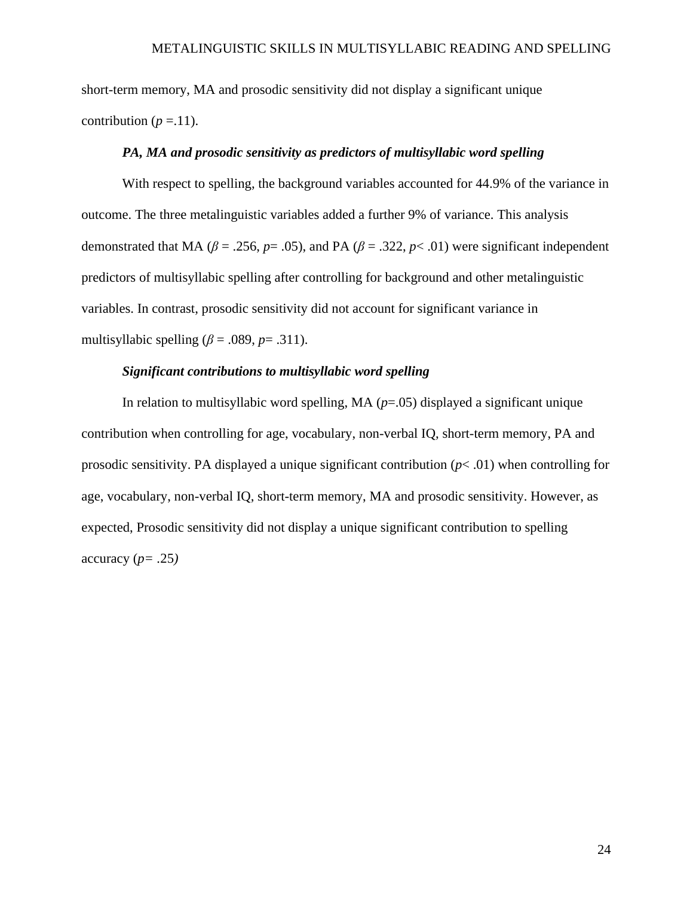short-term memory, MA and prosodic sensitivity did not display a significant unique contribution ($p$ =.11).

### *PA, MA and prosodic sensitivity as predictors of multisyllabic word spelling*

With respect to spelling, the background variables accounted for 44.9% of the variance in outcome. The three metalinguistic variables added a further 9% of variance. This analysis demonstrated that MA ($\beta$ = .256, $p$= .05), and PA ($\beta$ = .322, $p$< .01) were significant independent predictors of multisyllabic spelling after controlling for background and other metalinguistic variables. In contrast, prosodic sensitivity did not account for significant variance in multisyllabic spelling ($\beta$ = .089, $p$= .311).

### *Significant contributions to multisyllabic word spelling*

In relation to multisyllabic word spelling, MA ($p$=.05) displayed a significant unique contribution when controlling for age, vocabulary, non-verbal IQ, short-term memory, PA and prosodic sensitivity. PA displayed a unique significant contribution ($p$< .01) when controlling for age, vocabulary, non-verbal IQ, short-term memory, MA and prosodic sensitivity. However, as expected, Prosodic sensitivity did not display a unique significant contribution to spelling accuracy ($p$= .25)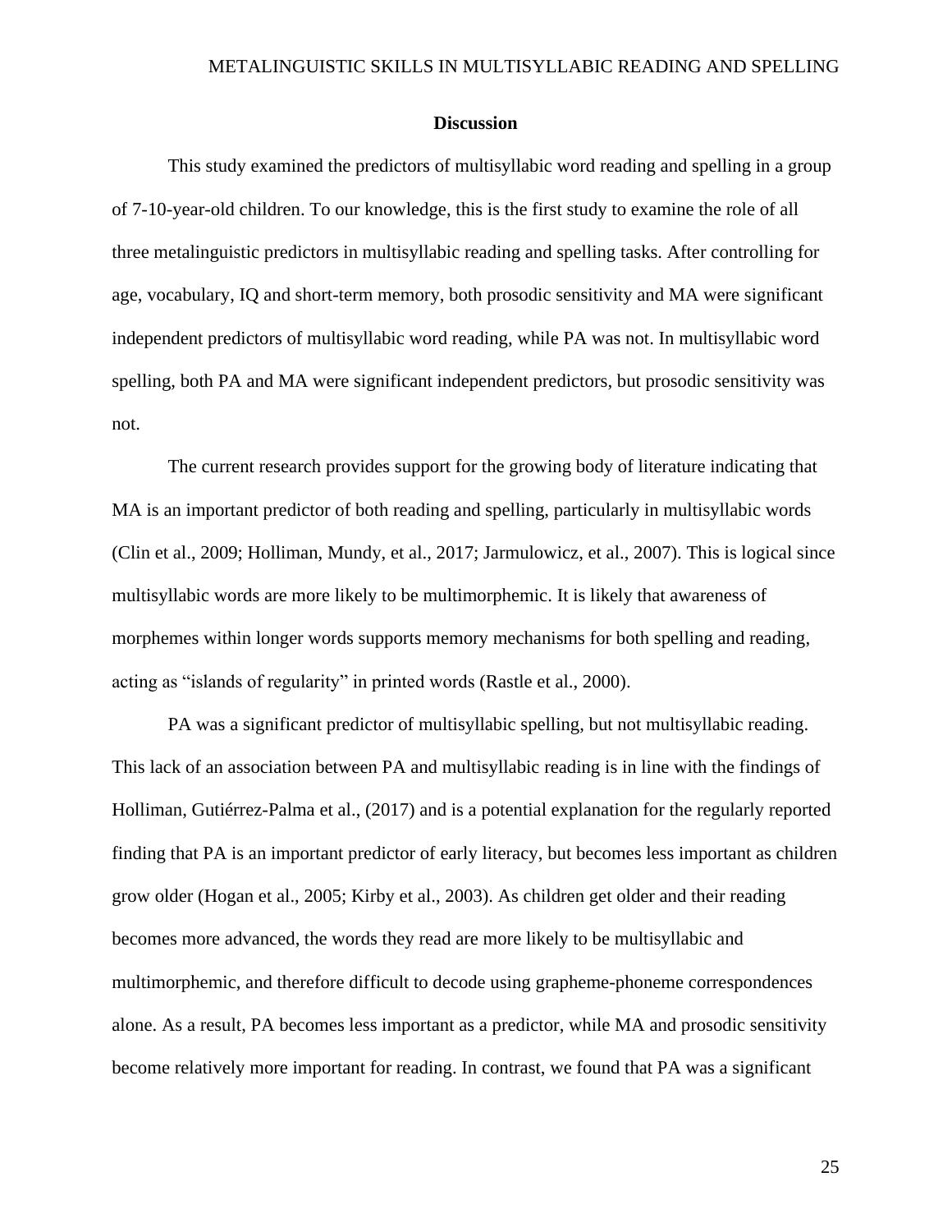## Discussion

This study examined the predictors of multisyllabic word reading and spelling in a group of 7-10-year-old children. To our knowledge, this is the first study to examine the role of all three metalinguistic predictors in multisyllabic reading and spelling tasks. After controlling for age, vocabulary, IQ and short-term memory, both prosodic sensitivity and MA were significant independent predictors of multisyllabic word reading, while PA was not. In multisyllabic word spelling, both PA and MA were significant independent predictors, but prosodic sensitivity was not.

The current research provides support for the growing body of literature indicating that MA is an important predictor of both reading and spelling, particularly in multisyllabic words (Clin et al., 2009; Holliman, Mundy, et al., 2017; Jarmulowicz, et al., 2007). This is logical since multisyllabic words are more likely to be multimorphemic. It is likely that awareness of morphemes within longer words supports memory mechanisms for both spelling and reading, acting as "islands of regularity" in printed words (Rastle et al., 2000).

PA was a significant predictor of multisyllabic spelling, but not multisyllabic reading. This lack of an association between PA and multisyllabic reading is in line with the findings of Holliman, Gutiérrez-Palma et al., (2017) and is a potential explanation for the regularly reported finding that PA is an important predictor of early literacy, but becomes less important as children grow older (Hogan et al., 2005; Kirby et al., 2003). As children get older and their reading becomes more advanced, the words they read are more likely to be multisyllabic and multimorphemic, and therefore difficult to decode using grapheme-phoneme correspondences alone. As a result, PA becomes less important as a predictor, while MA and prosodic sensitivity become relatively more important for reading. In contrast, we found that PA was a significant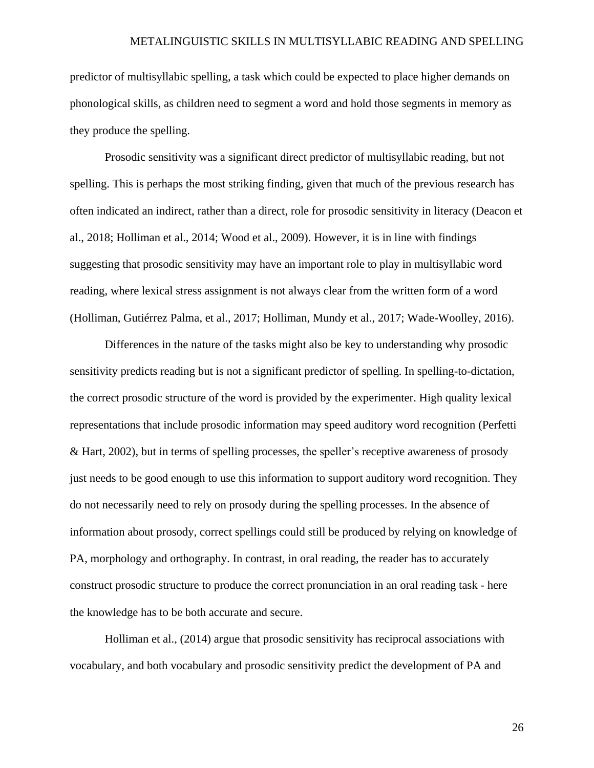predictor of multisyllabic spelling, a task which could be expected to place higher demands on phonological skills, as children need to segment a word and hold those segments in memory as they produce the spelling.

Prosodic sensitivity was a significant direct predictor of multisyllabic reading, but not spelling. This is perhaps the most striking finding, given that much of the previous research has often indicated an indirect, rather than a direct, role for prosodic sensitivity in literacy (Deacon et al., 2018; Holliman et al., 2014; Wood et al., 2009). However, it is in line with findings suggesting that prosodic sensitivity may have an important role to play in multisyllabic word reading, where lexical stress assignment is not always clear from the written form of a word (Holliman, Gutiérrez Palma, et al., 2017; Holliman, Mundy et al., 2017; Wade-Woolley, 2016).

Differences in the nature of the tasks might also be key to understanding why prosodic sensitivity predicts reading but is not a significant predictor of spelling. In spelling-to-dictation, the correct prosodic structure of the word is provided by the experimenter. High quality lexical representations that include prosodic information may speed auditory word recognition (Perfetti & Hart, 2002), but in terms of spelling processes, the speller's receptive awareness of prosody just needs to be good enough to use this information to support auditory word recognition. They do not necessarily need to rely on prosody during the spelling processes. In the absence of information about prosody, correct spellings could still be produced by relying on knowledge of PA, morphology and orthography. In contrast, in oral reading, the reader has to accurately construct prosodic structure to produce the correct pronunciation in an oral reading task - here the knowledge has to be both accurate and secure.

Holliman et al., (2014) argue that prosodic sensitivity has reciprocal associations with vocabulary, and both vocabulary and prosodic sensitivity predict the development of PA and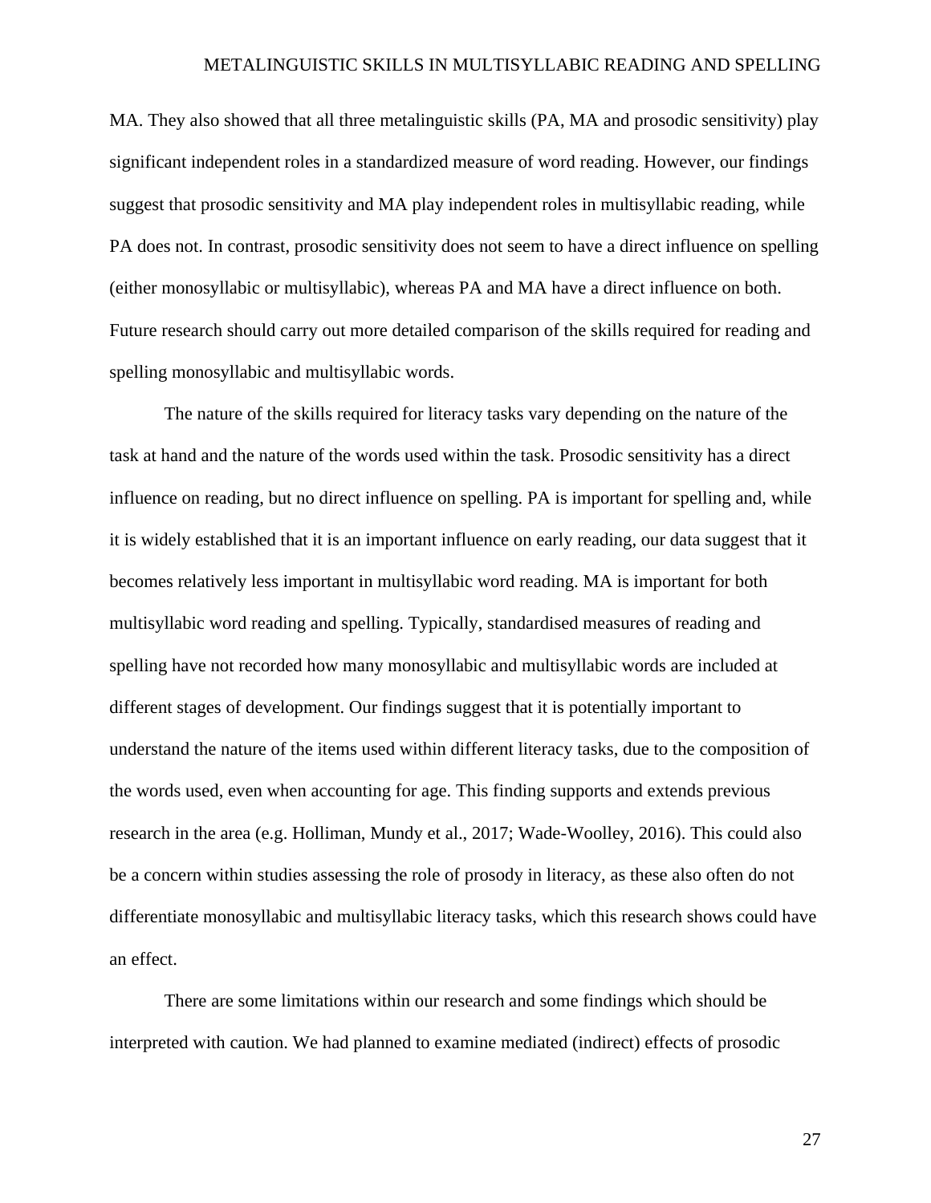MA. They also showed that all three metalinguistic skills (PA, MA and prosodic sensitivity) play significant independent roles in a standardized measure of word reading. However, our findings suggest that prosodic sensitivity and MA play independent roles in multisyllabic reading, while PA does not. In contrast, prosodic sensitivity does not seem to have a direct influence on spelling (either monosyllabic or multisyllabic), whereas PA and MA have a direct influence on both. Future research should carry out more detailed comparison of the skills required for reading and spelling monosyllabic and multisyllabic words.

The nature of the skills required for literacy tasks vary depending on the nature of the task at hand and the nature of the words used within the task. Prosodic sensitivity has a direct influence on reading, but no direct influence on spelling. PA is important for spelling and, while it is widely established that it is an important influence on early reading, our data suggest that it becomes relatively less important in multisyllabic word reading. MA is important for both multisyllabic word reading and spelling. Typically, standardised measures of reading and spelling have not recorded how many monosyllabic and multisyllabic words are included at different stages of development. Our findings suggest that it is potentially important to understand the nature of the items used within different literacy tasks, due to the composition of the words used, even when accounting for age. This finding supports and extends previous research in the area (e.g. Holliman, Mundy et al., 2017; Wade-Woolley, 2016). This could also be a concern within studies assessing the role of prosody in literacy, as these also often do not differentiate monosyllabic and multisyllabic literacy tasks, which this research shows could have an effect.

There are some limitations within our research and some findings which should be interpreted with caution. We had planned to examine mediated (indirect) effects of prosodic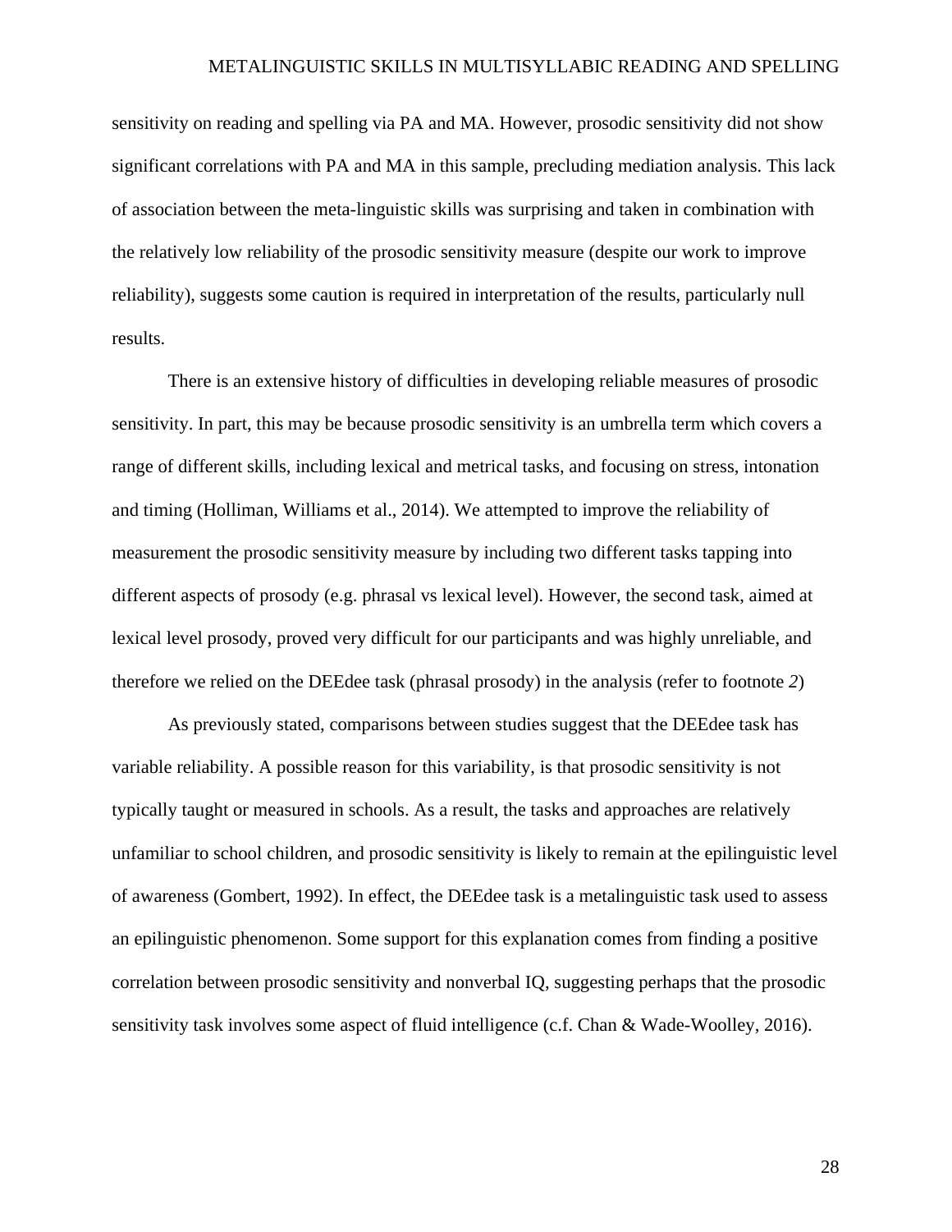sensitivity on reading and spelling via PA and MA. However, prosodic sensitivity did not show significant correlations with PA and MA in this sample, precluding mediation analysis. This lack of association between the meta-linguistic skills was surprising and taken in combination with the relatively low reliability of the prosodic sensitivity measure (despite our work to improve reliability), suggests some caution is required in interpretation of the results, particularly null results.

There is an extensive history of difficulties in developing reliable measures of prosodic sensitivity. In part, this may be because prosodic sensitivity is an umbrella term which covers a range of different skills, including lexical and metrical tasks, and focusing on stress, intonation and timing (Holliman, Williams et al., 2014). We attempted to improve the reliability of measurement the prosodic sensitivity measure by including two different tasks tapping into different aspects of prosody (e.g. phrasal vs lexical level). However, the second task, aimed at lexical level prosody, proved very difficult for our participants and was highly unreliable, and therefore we relied on the DEEdee task (phrasal prosody) in the analysis (refer to footnote *2*)

As previously stated, comparisons between studies suggest that the DEEdee task has variable reliability. A possible reason for this variability, is that prosodic sensitivity is not typically taught or measured in schools. As a result, the tasks and approaches are relatively unfamiliar to school children, and prosodic sensitivity is likely to remain at the epilinguistic level of awareness (Gombert, 1992). In effect, the DEEdee task is a metalinguistic task used to assess an epilinguistic phenomenon. Some support for this explanation comes from finding a positive correlation between prosodic sensitivity and nonverbal IQ, suggesting perhaps that the prosodic sensitivity task involves some aspect of fluid intelligence (c.f. Chan & Wade-Woolley, 2016).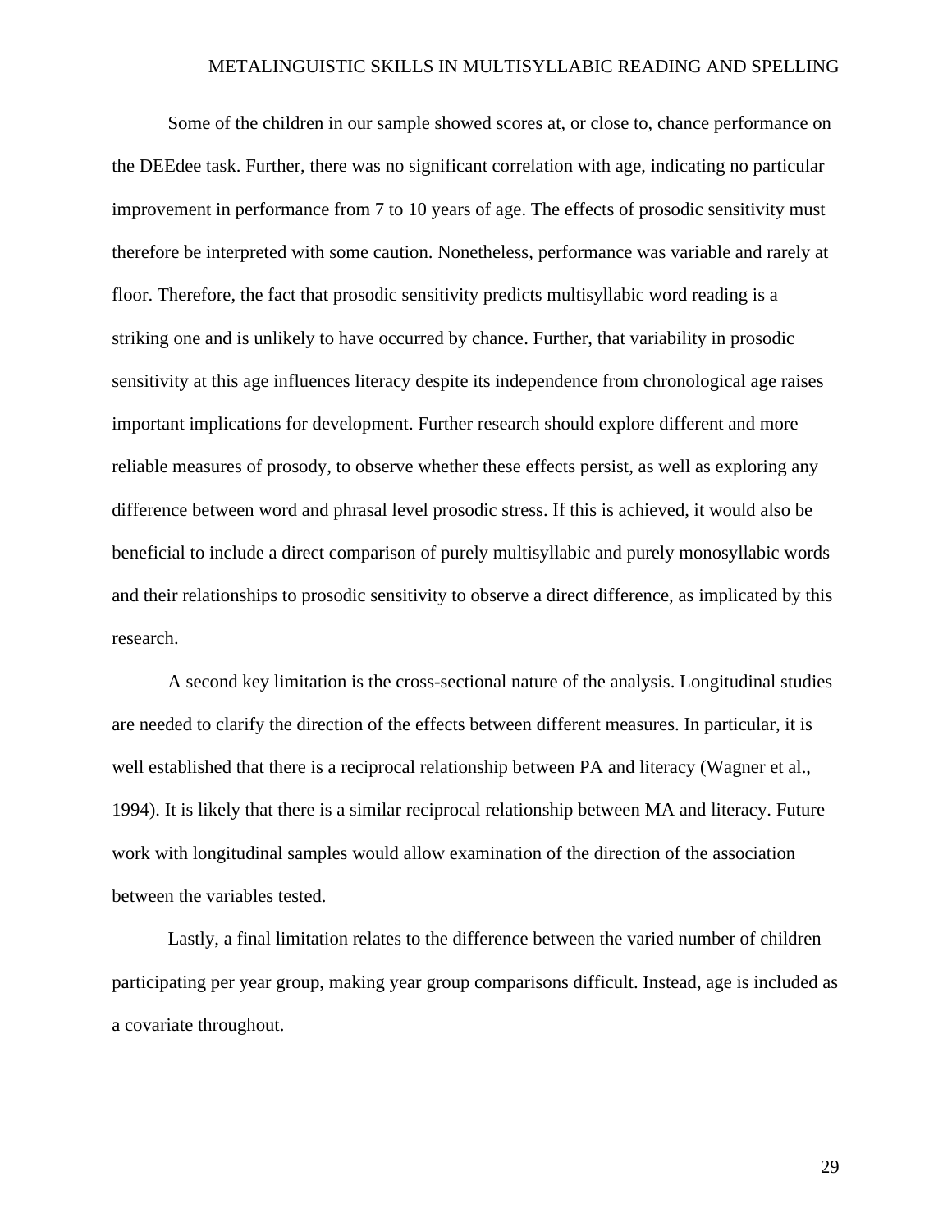Some of the children in our sample showed scores at, or close to, chance performance on the DEEdee task. Further, there was no significant correlation with age, indicating no particular improvement in performance from 7 to 10 years of age. The effects of prosodic sensitivity must therefore be interpreted with some caution. Nonetheless, performance was variable and rarely at floor. Therefore, the fact that prosodic sensitivity predicts multisyllabic word reading is a striking one and is unlikely to have occurred by chance. Further, that variability in prosodic sensitivity at this age influences literacy despite its independence from chronological age raises important implications for development. Further research should explore different and more reliable measures of prosody, to observe whether these effects persist, as well as exploring any difference between word and phrasal level prosodic stress. If this is achieved, it would also be beneficial to include a direct comparison of purely multisyllabic and purely monosyllabic words and their relationships to prosodic sensitivity to observe a direct difference, as implicated by this research.

A second key limitation is the cross-sectional nature of the analysis. Longitudinal studies are needed to clarify the direction of the effects between different measures. In particular, it is well established that there is a reciprocal relationship between PA and literacy (Wagner et al., 1994). It is likely that there is a similar reciprocal relationship between MA and literacy. Future work with longitudinal samples would allow examination of the direction of the association between the variables tested.

Lastly, a final limitation relates to the difference between the varied number of children participating per year group, making year group comparisons difficult. Instead, age is included as a covariate throughout.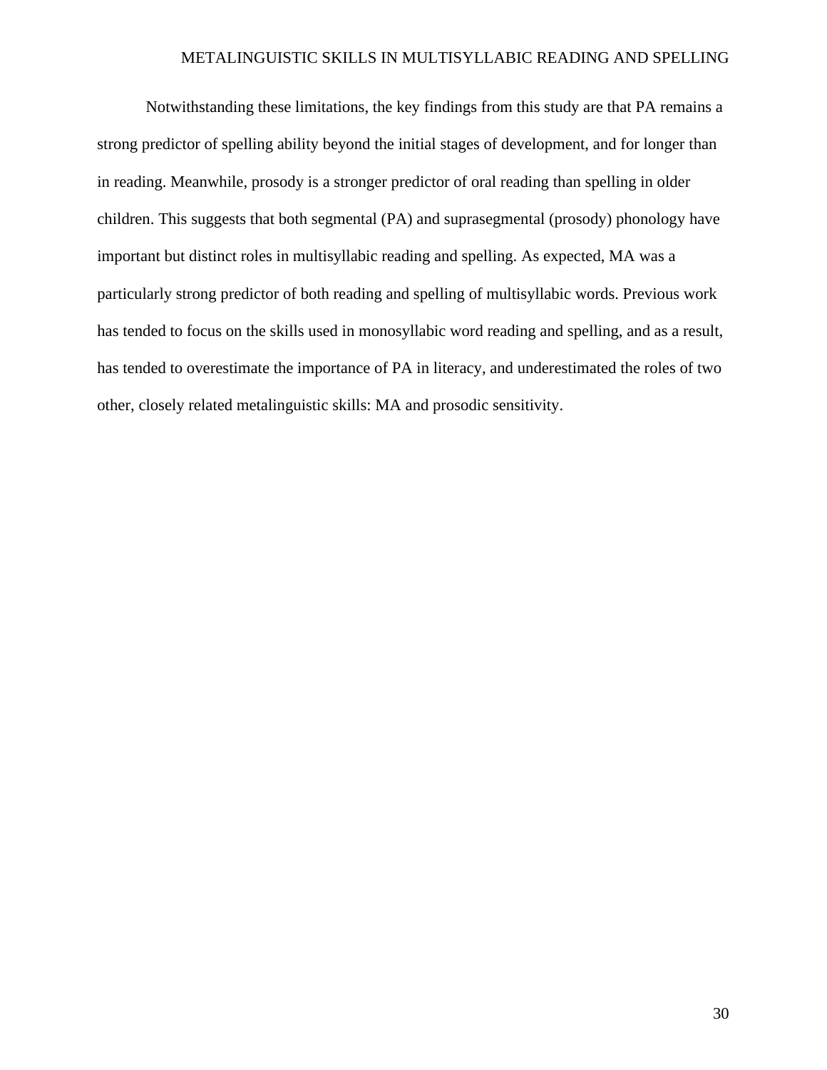Notwithstanding these limitations, the key findings from this study are that PA remains a strong predictor of spelling ability beyond the initial stages of development, and for longer than in reading. Meanwhile, prosody is a stronger predictor of oral reading than spelling in older children. This suggests that both segmental (PA) and suprasegmental (prosody) phonology have important but distinct roles in multisyllabic reading and spelling. As expected, MA was a particularly strong predictor of both reading and spelling of multisyllabic words. Previous work has tended to focus on the skills used in monosyllabic word reading and spelling, and as a result, has tended to overestimate the importance of PA in literacy, and underestimated the roles of two other, closely related metalinguistic skills: MA and prosodic sensitivity.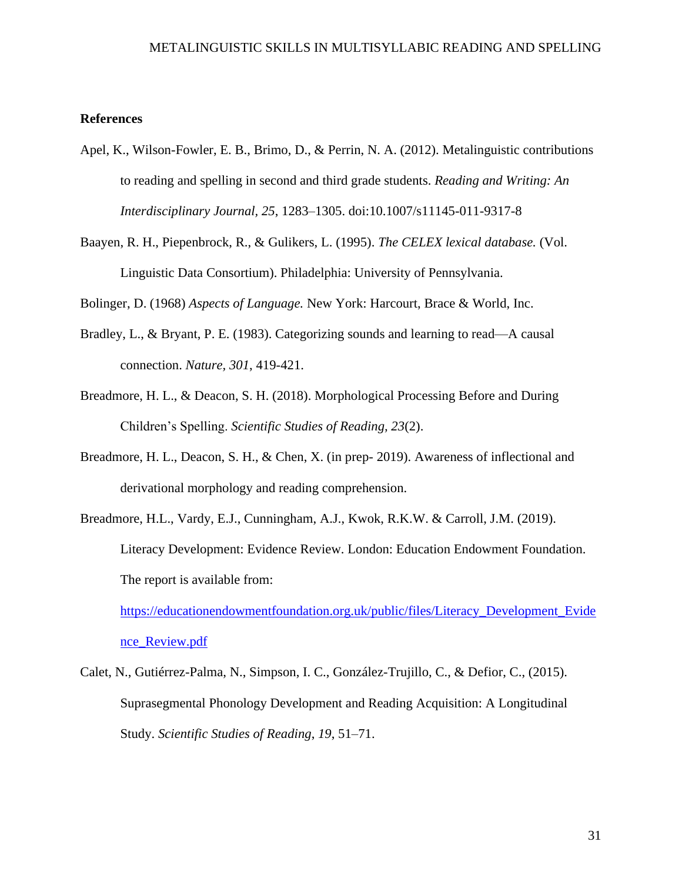**References**

Apel, K., Wilson-Fowler, E. B., Brimo, D., & Perrin, N. A. (2012). Metalinguistic contributions to reading and spelling in second and third grade students. *Reading and Writing: An Interdisciplinary Journal, 25*, 1283–1305. doi:10.1007/s11145-011-9317-8

Baayen, R. H., Piepenbrock, R., & Gulikers, L. (1995). *The CELEX lexical database.* (Vol. Linguistic Data Consortium). Philadelphia: University of Pennsylvania.

Bolinger, D. (1968) *Aspects of Language.* New York: Harcourt, Brace & World, Inc.

Bradley, L., & Bryant, P. E. (1983). Categorizing sounds and learning to read—A causal connection. *Nature, 301*, 419-421.

Breadmore, H. L., & Deacon, S. H. (2018). Morphological Processing Before and During Children's Spelling. *Scientific Studies of Reading, 23*(2).

Breadmore, H. L., Deacon, S. H., & Chen, X. (in prep- 2019). Awareness of inflectional and derivational morphology and reading comprehension.

Breadmore, H.L., Vardy, E.J., Cunningham, A.J., Kwok, R.K.W. & Carroll, J.M. (2019). Literacy Development: Evidence Review. London: Education Endowment Foundation. The report is available from: https://educationendowmentfoundation.org.uk/public/files/Literacy_Development_Evidence_Review.pdf

Calet, N., Gutiérrez-Palma, N., Simpson, I. C., González-Trujillo, C., & Defior, C., (2015). Suprasegmental Phonology Development and Reading Acquisition: A Longitudinal Study. *Scientific Studies of Reading, 19*, 51–71.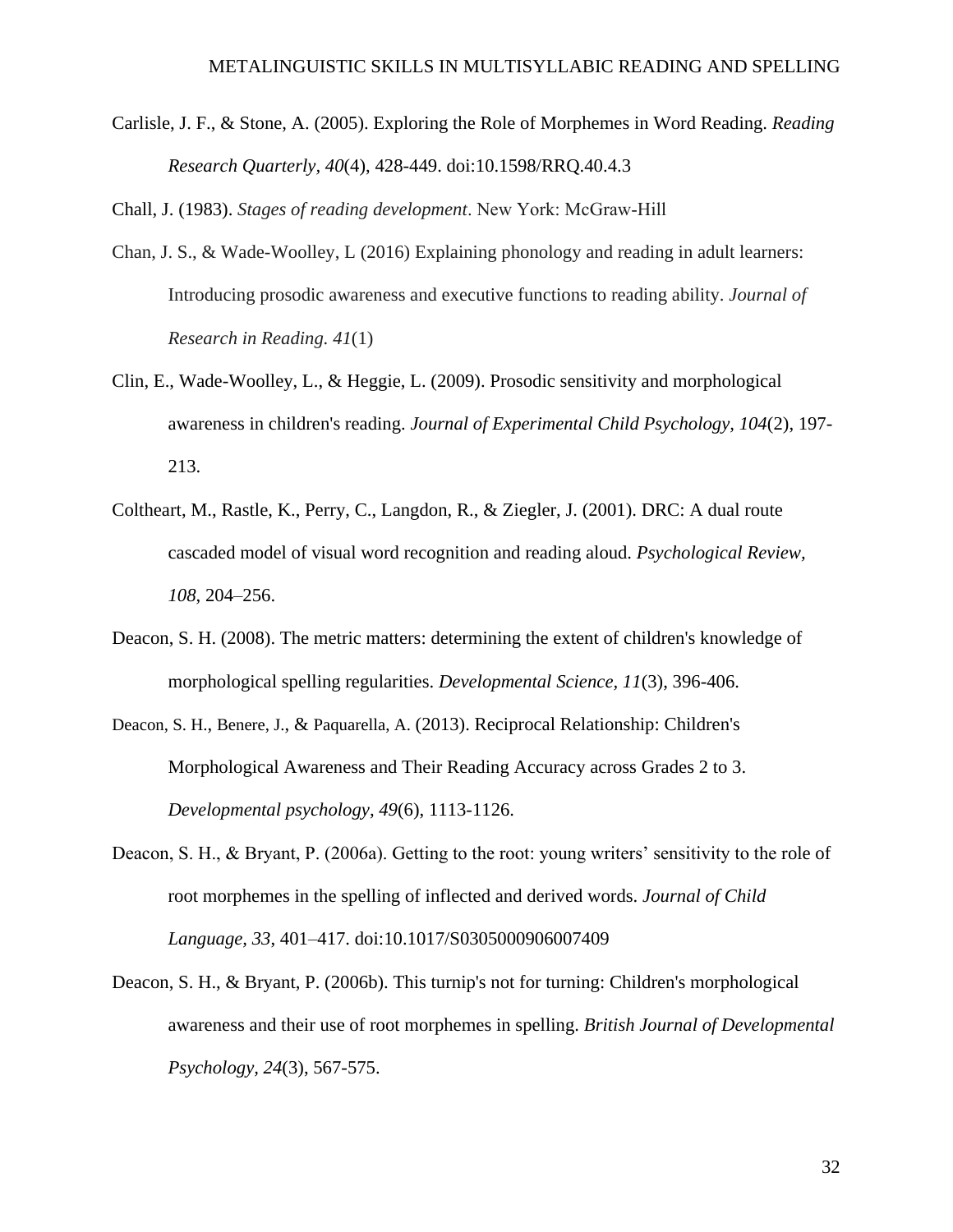Carlisle, J. F., & Stone, A. (2005). Exploring the Role of Morphemes in Word Reading. *Reading Research Quarterly, 40*(4), 428-449. doi:10.1598/RRQ.40.4.3

Chall, J. (1983). *Stages of reading development*. New York: McGraw-Hill

Chan, J. S., & Wade-Woolley, L (2016) Explaining phonology and reading in adult learners: Introducing prosodic awareness and executive functions to reading ability. *Journal of Research in Reading. 41*(1)

Clin, E., Wade-Woolley, L., & Heggie, L. (2009). Prosodic sensitivity and morphological awareness in children's reading. *Journal of Experimental Child Psychology, 104*(2), 197-213.

Coltheart, M., Rastle, K., Perry, C., Langdon, R., & Ziegler, J. (2001). DRC: A dual route cascaded model of visual word recognition and reading aloud. *Psychological Review, 108*, 204–256.

Deacon, S. H. (2008). The metric matters: determining the extent of children's knowledge of morphological spelling regularities. *Developmental Science, 11*(3), 396-406.

Deacon, S. H., Benere, J., & Paquarella, A. (2013). Reciprocal Relationship: Children's Morphological Awareness and Their Reading Accuracy across Grades 2 to 3. *Developmental psychology, 49*(6), 1113-1126.

Deacon, S. H., & Bryant, P. (2006a). Getting to the root: young writers' sensitivity to the role of root morphemes in the spelling of inflected and derived words. *Journal of Child Language, 33*, 401–417. doi:10.1017/S0305000906007409

Deacon, S. H., & Bryant, P. (2006b). This turnip's not for turning: Children's morphological awareness and their use of root morphemes in spelling. *British Journal of Developmental Psychology, 24*(3), 567-575.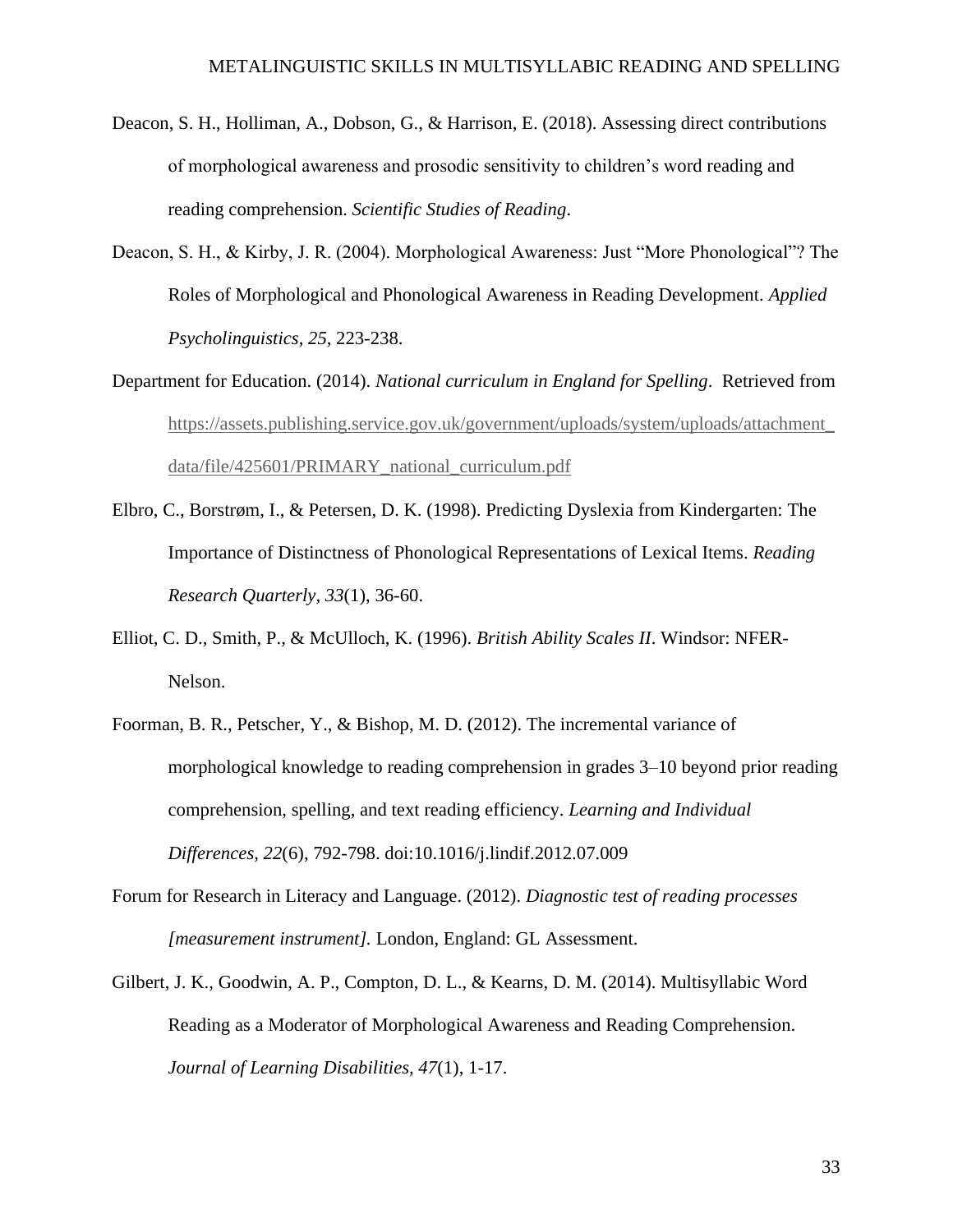Deacon, S. H., Holliman, A., Dobson, G., & Harrison, E. (2018). Assessing direct contributions of morphological awareness and prosodic sensitivity to children's word reading and reading comprehension. *Scientific Studies of Reading*.

Deacon, S. H., & Kirby, J. R. (2004). Morphological Awareness: Just "More Phonological"? The Roles of Morphological and Phonological Awareness in Reading Development. *Applied Psycholinguistics*, *25*, 223-238.

Department for Education. (2014). *National curriculum in England for Spelling*. Retrieved from https://assets.publishing.service.gov.uk/government/uploads/system/uploads/attachment_data/file/425601/PRIMARY_national_curriculum.pdf

Elbro, C., Borstrøm, I., & Petersen, D. K. (1998). Predicting Dyslexia from Kindergarten: The Importance of Distinctness of Phonological Representations of Lexical Items. *Reading Research Quarterly, 33*(1), 36-60.

Elliot, C. D., Smith, P., & McUlloch, K. (1996). *British Ability Scales II*. Windsor: NFER-Nelson.

Foorman, B. R., Petscher, Y., & Bishop, M. D. (2012). The incremental variance of morphological knowledge to reading comprehension in grades 3–10 beyond prior reading comprehension, spelling, and text reading efficiency. *Learning and Individual Differences*, *22*(6), 792-798. doi:10.1016/j.lindif.2012.07.009

Forum for Research in Literacy and Language. (2012). *Diagnostic test of reading processes [measurement instrument].* London, England: GL Assessment.

Gilbert, J. K., Goodwin, A. P., Compton, D. L., & Kearns, D. M. (2014). Multisyllabic Word Reading as a Moderator of Morphological Awareness and Reading Comprehension. *Journal of Learning Disabilities, 47*(1), 1-17.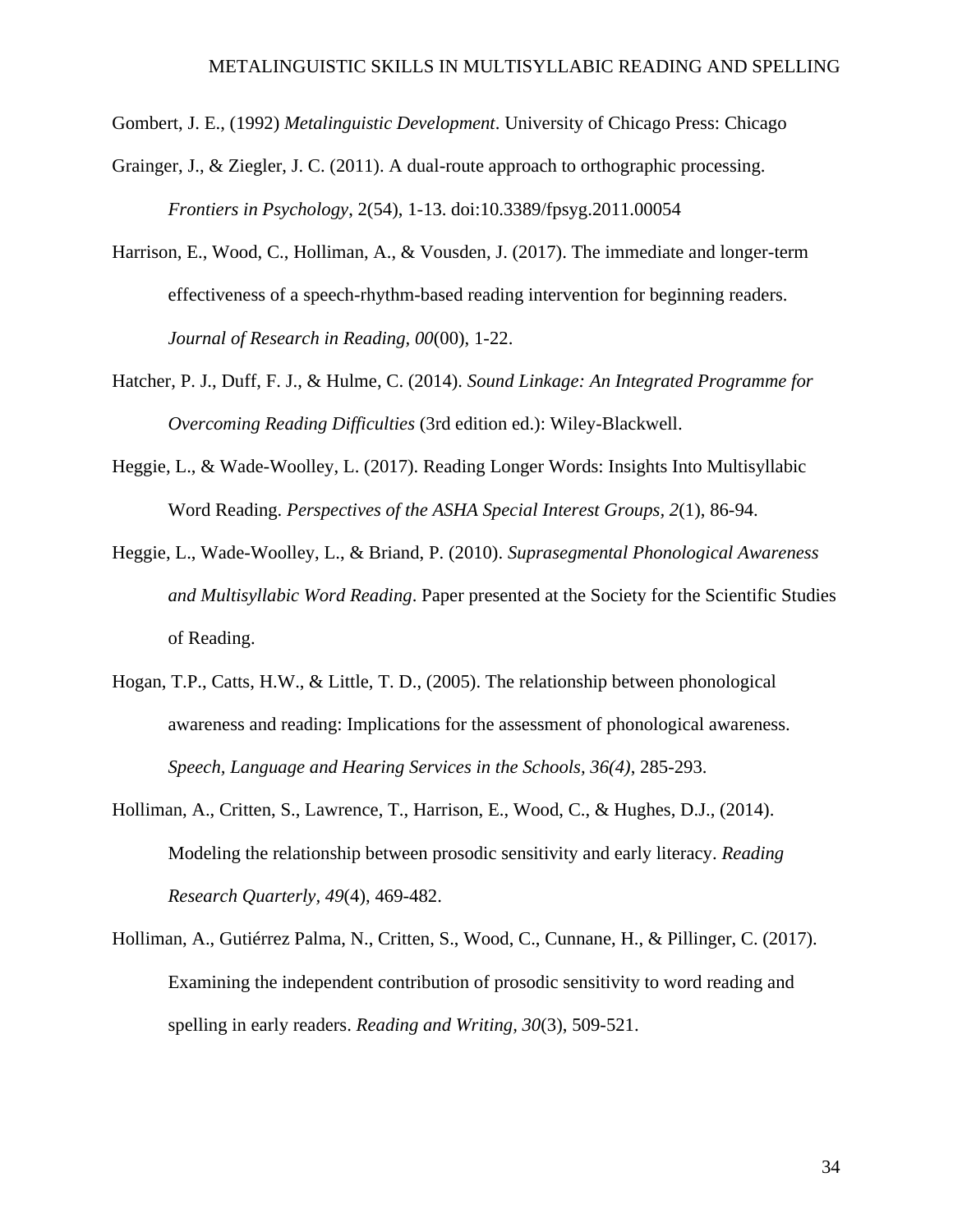Gombert, J. E., (1992) *Metalinguistic Development*. University of Chicago Press: Chicago

Grainger, J., & Ziegler, J. C. (2011). A dual-route approach to orthographic processing. *Frontiers in Psychology*, 2(54), 1-13. doi:10.3389/fpsyg.2011.00054

Harrison, E., Wood, C., Holliman, A., & Vousden, J. (2017). The immediate and longer-term effectiveness of a speech-rhythm-based reading intervention for beginning readers. *Journal of Research in Reading, 00*(00), 1-22.

Hatcher, P. J., Duff, F. J., & Hulme, C. (2014). *Sound Linkage: An Integrated Programme for Overcoming Reading Difficulties* (3rd edition ed.): Wiley-Blackwell.

Heggie, L., & Wade-Woolley, L. (2017). Reading Longer Words: Insights Into Multisyllabic Word Reading. *Perspectives of the ASHA Special Interest Groups, 2*(1), 86-94.

Heggie, L., Wade-Woolley, L., & Briand, P. (2010). *Suprasegmental Phonological Awareness and Multisyllabic Word Reading*. Paper presented at the Society for the Scientific Studies of Reading.

Hogan, T.P., Catts, H.W., & Little, T. D., (2005). The relationship between phonological awareness and reading: Implications for the assessment of phonological awareness. *Speech, Language and Hearing Services in the Schools, 36(4)*, 285-293.

Holliman, A., Critten, S., Lawrence, T., Harrison, E., Wood, C., & Hughes, D.J., (2014). Modeling the relationship between prosodic sensitivity and early literacy. *Reading Research Quarterly, 49*(4), 469-482.

Holliman, A., Gutiérrez Palma, N., Critten, S., Wood, C., Cunnane, H., & Pillinger, C. (2017). Examining the independent contribution of prosodic sensitivity to word reading and spelling in early readers. *Reading and Writing, 30*(3), 509-521.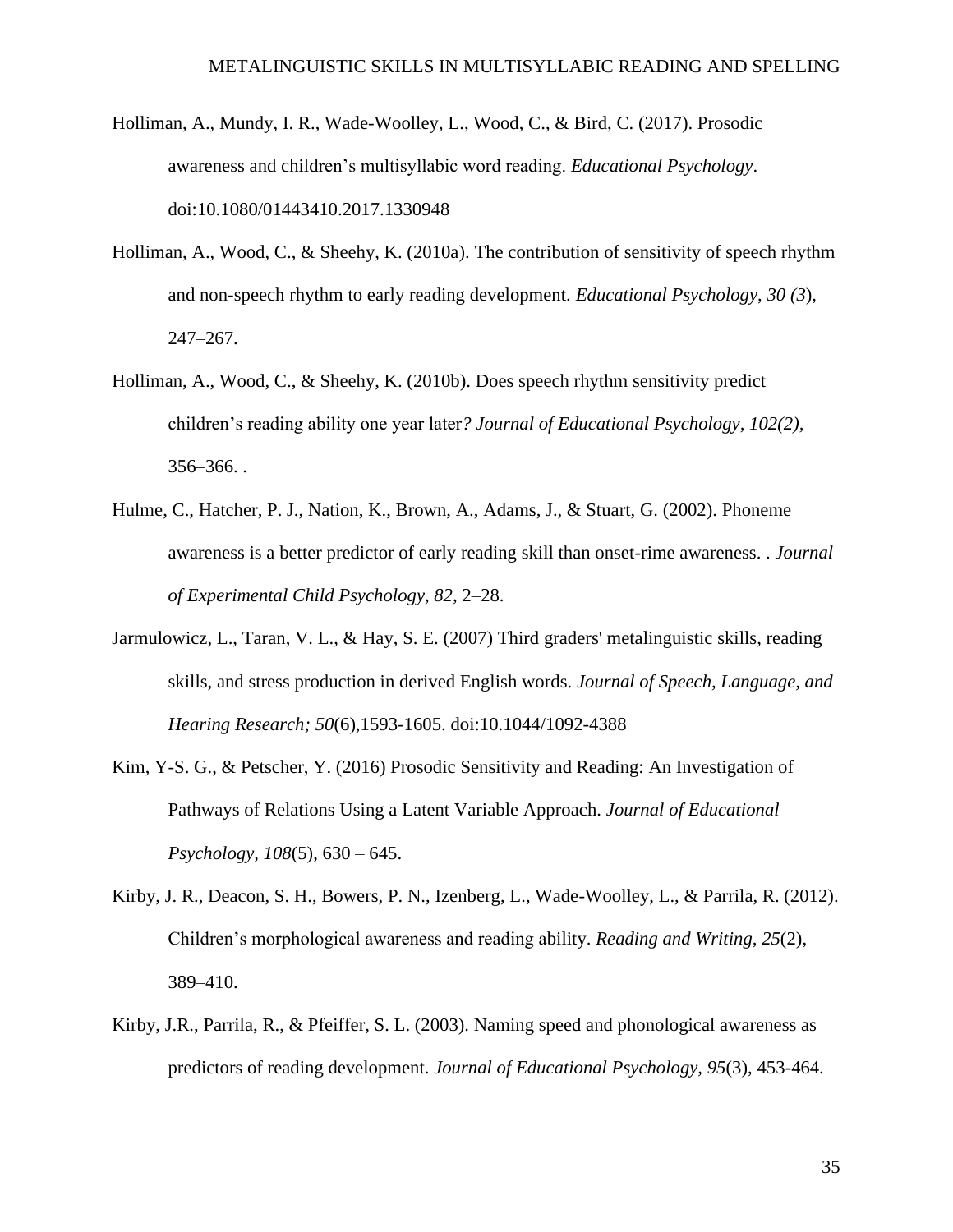Holliman, A., Mundy, I. R., Wade-Woolley, L., Wood, C., & Bird, C. (2017). Prosodic awareness and children's multisyllabic word reading. *Educational Psychology*. doi:10.1080/01443410.2017.1330948

Holliman, A., Wood, C., & Sheehy, K. (2010a). The contribution of sensitivity of speech rhythm and non-speech rhythm to early reading development. *Educational Psychology*, *30 (3*), 247–267.

Holliman, A., Wood, C., & Sheehy, K. (2010b). Does speech rhythm sensitivity predict children's reading ability one year later*? Journal of Educational Psychology, 102(2),* 356–366. .

Hulme, C., Hatcher, P. J., Nation, K., Brown, A., Adams, J., & Stuart, G. (2002). Phoneme awareness is a better predictor of early reading skill than onset-rime awareness. . *Journal of Experimental Child Psychology, 82*, 2–28.

Jarmulowicz, L., Taran, V. L., & Hay, S. E. (2007) Third graders' metalinguistic skills, reading skills, and stress production in derived English words. *Journal of Speech, Language, and Hearing Research; 50*(6),1593-1605. doi:10.1044/1092-4388

Kim, Y-S. G., & Petscher, Y. (2016) Prosodic Sensitivity and Reading: An Investigation of Pathways of Relations Using a Latent Variable Approach. *Journal of Educational Psychology, 108*(5), 630 – 645.

Kirby, J. R., Deacon, S. H., Bowers, P. N., Izenberg, L., Wade-Woolley, L., & Parrila, R. (2012). Children's morphological awareness and reading ability. *Reading and Writing, 25*(2), 389–410.

Kirby, J.R., Parrila, R., & Pfeiffer, S. L. (2003). Naming speed and phonological awareness as predictors of reading development. *Journal of Educational Psychology, 95*(3), 453-464.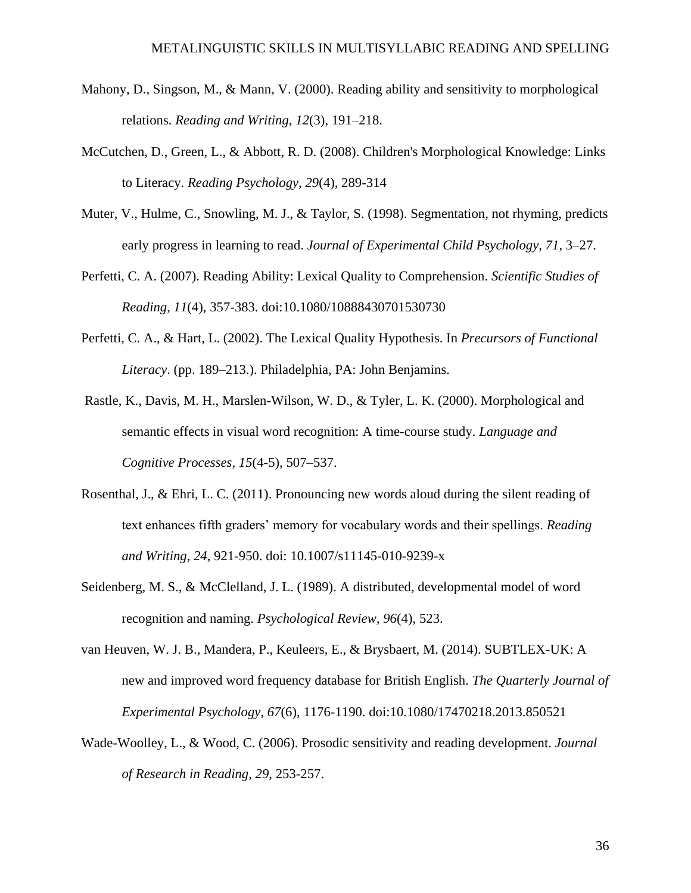Mahony, D., Singson, M., & Mann, V. (2000). Reading ability and sensitivity to morphological relations. *Reading and Writing, 12*(3), 191–218.

McCutchen, D., Green, L., & Abbott, R. D. (2008). Children's Morphological Knowledge: Links to Literacy. *Reading Psychology*, *29*(4), 289-314

Muter, V., Hulme, C., Snowling, M. J., & Taylor, S. (1998). Segmentation, not rhyming, predicts early progress in learning to read. *Journal of Experimental Child Psychology, 71*, 3–27.

Perfetti, C. A. (2007). Reading Ability: Lexical Quality to Comprehension. *Scientific Studies of Reading*, *11*(4), 357-383. doi:10.1080/10888430701530730

Perfetti, C. A., & Hart, L. (2002). The Lexical Quality Hypothesis. In *Precursors of Functional Literacy*. (pp. 189–213.). Philadelphia, PA: John Benjamins.

Rastle, K., Davis, M. H., Marslen-Wilson, W. D., & Tyler, L. K. (2000). Morphological and semantic effects in visual word recognition: A time-course study. *Language and Cognitive Processes*, *15*(4-5), 507–537.

Rosenthal, J., & Ehri, L. C. (2011). Pronouncing new words aloud during the silent reading of text enhances fifth graders' memory for vocabulary words and their spellings. *Reading and Writing, 24*, 921-950. doi: 10.1007/s11145-010-9239-x

Seidenberg, M. S., & McClelland, J. L. (1989). A distributed, developmental model of word recognition and naming. *Psychological Review*, *96*(4), 523.

van Heuven, W. J. B., Mandera, P., Keuleers, E., & Brysbaert, M. (2014). SUBTLEX-UK: A new and improved word frequency database for British English. *The Quarterly Journal of Experimental Psychology*, *67*(6), 1176-1190. doi:10.1080/17470218.2013.850521

Wade-Woolley, L., & Wood, C. (2006). Prosodic sensitivity and reading development. *Journal of Research in Reading, 29*, 253-257.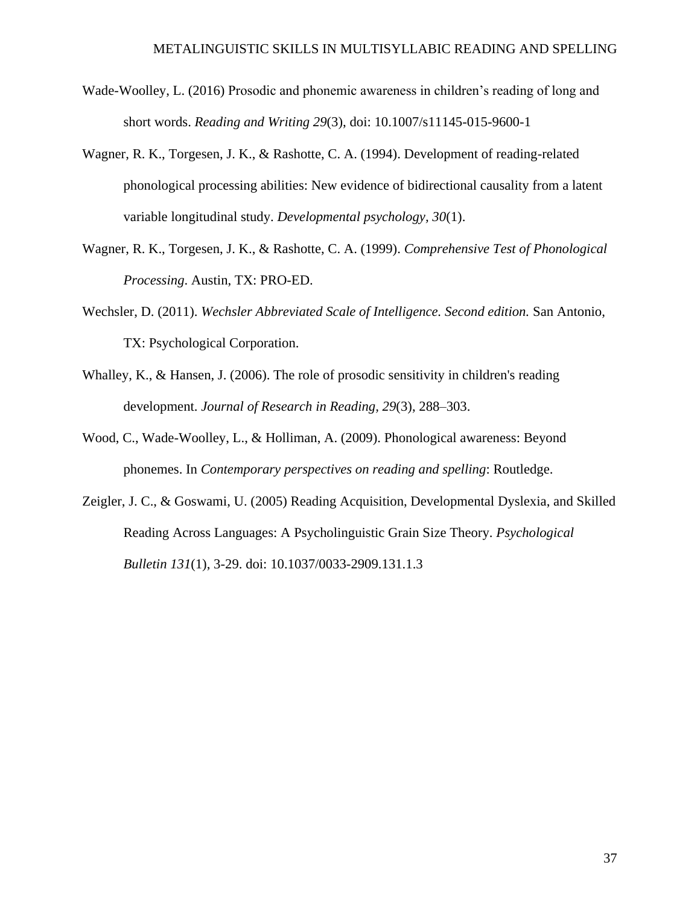Wade-Woolley, L. (2016) Prosodic and phonemic awareness in children's reading of long and short words. *Reading and Writing 29*(3), doi: 10.1007/s11145-015-9600-1

Wagner, R. K., Torgesen, J. K., & Rashotte, C. A. (1994). Development of reading-related phonological processing abilities: New evidence of bidirectional causality from a latent variable longitudinal study. *Developmental psychology, 30*(1).

Wagner, R. K., Torgesen, J. K., & Rashotte, C. A. (1999). *Comprehensive Test of Phonological Processing*. Austin, TX: PRO-ED.

Wechsler, D. (2011). *Wechsler Abbreviated Scale of Intelligence. Second edition.* San Antonio, TX: Psychological Corporation.

Whalley, K., & Hansen, J. (2006). The role of prosodic sensitivity in children's reading development. *Journal of Research in Reading, 29*(3), 288–303.

Wood, C., Wade-Woolley, L., & Holliman, A. (2009). Phonological awareness: Beyond phonemes. In *Contemporary perspectives on reading and spelling*: Routledge.

Zeigler, J. C., & Goswami, U. (2005) Reading Acquisition, Developmental Dyslexia, and Skilled Reading Across Languages: A Psycholinguistic Grain Size Theory. *Psychological Bulletin 131*(1), 3-29. doi: 10.1037/0033-2909.131.1.3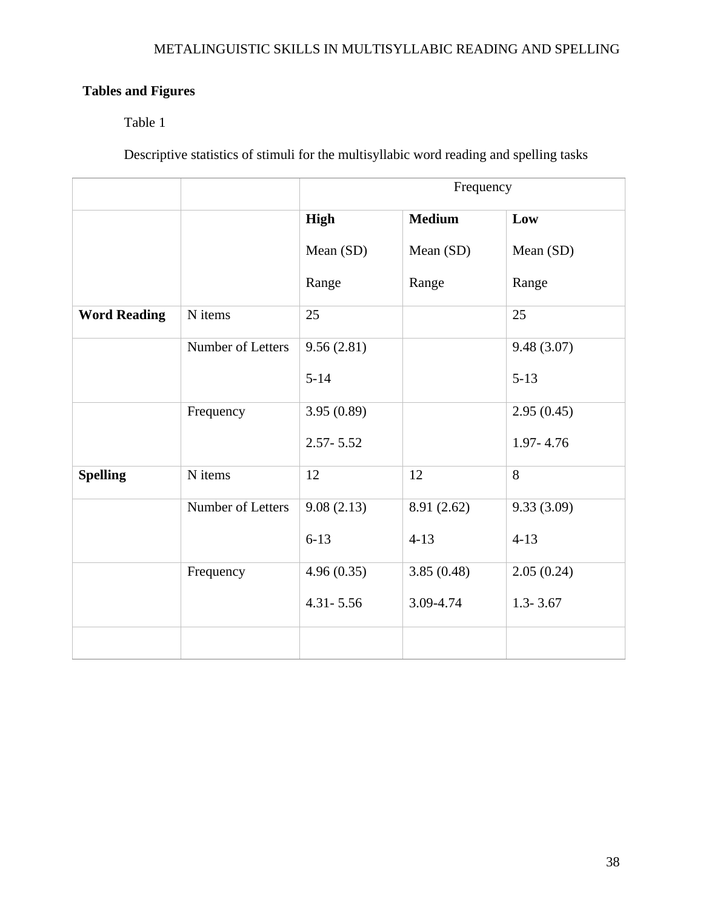## Tables and Figures

Table 1

Descriptive statistics of stimuli for the multisyllabic word reading and spelling tasks

| | | Frequency | | |
|---|---|---|---|---|
| | | **High**<br>Mean (SD)<br>Range | **Medium**<br>Mean (SD)<br>Range | **Low**<br>Mean (SD)<br>Range |
| **Word Reading** | N items | 25 | | 25 |
| | Number of Letters | 9.56 (2.81)<br>5-14 | | 9.48 (3.07)<br>5-13 |
| | Frequency | 3.95 (0.89)<br>2.57- 5.52 | | 2.95 (0.45)<br>1.97- 4.76 |
| **Spelling** | N items | 12 | 12 | 8 |
| | Number of Letters | 9.08 (2.13)<br>6-13 | 8.91 (2.62)<br>4-13 | 9.33 (3.09)<br>4-13 |
| | Frequency | 4.96 (0.35)<br>4.31- 5.56 | 3.85 (0.48)<br>3.09-4.74 | 2.05 (0.24)<br>1.3- 3.67 |
| | | | | |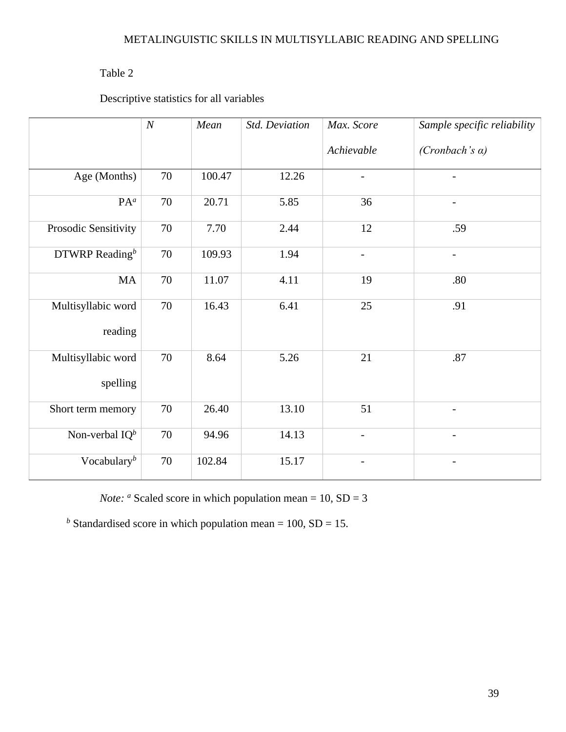Table 2

Descriptive statistics for all variables

| | *N* | *Mean* | *Std. Deviation* | *Max. Score Achievable* | *Sample specific reliability (Cronbach's α)* |
|---|---|---|---|---|---|
| Age (Months) | 70 | 100.47 | 12.26 | - | - |
| PA[a] | 70 | 20.71 | 5.85 | 36 | - |
| Prosodic Sensitivity | 70 | 7.70 | 2.44 | 12 | .59 |
| DTWRP Reading[b] | 70 | 109.93 | 1.94 | - | - |
| MA | 70 | 11.07 | 4.11 | 19 | .80 |
| Multisyllabic word reading | 70 | 16.43 | 6.41 | 25 | .91 |
| Multisyllabic word spelling | 70 | 8.64 | 5.26 | 21 | .87 |
| Short term memory | 70 | 26.40 | 13.10 | 51 | - |
| Non-verbal IQ[b] | 70 | 94.96 | 14.13 | - | - |
| Vocabulary[b] | 70 | 102.84 | 15.17 | - | - |

*Note:* [a] Scaled score in which population mean = 10, SD = 3

[b] Standardised score in which population mean = 100, SD = 15.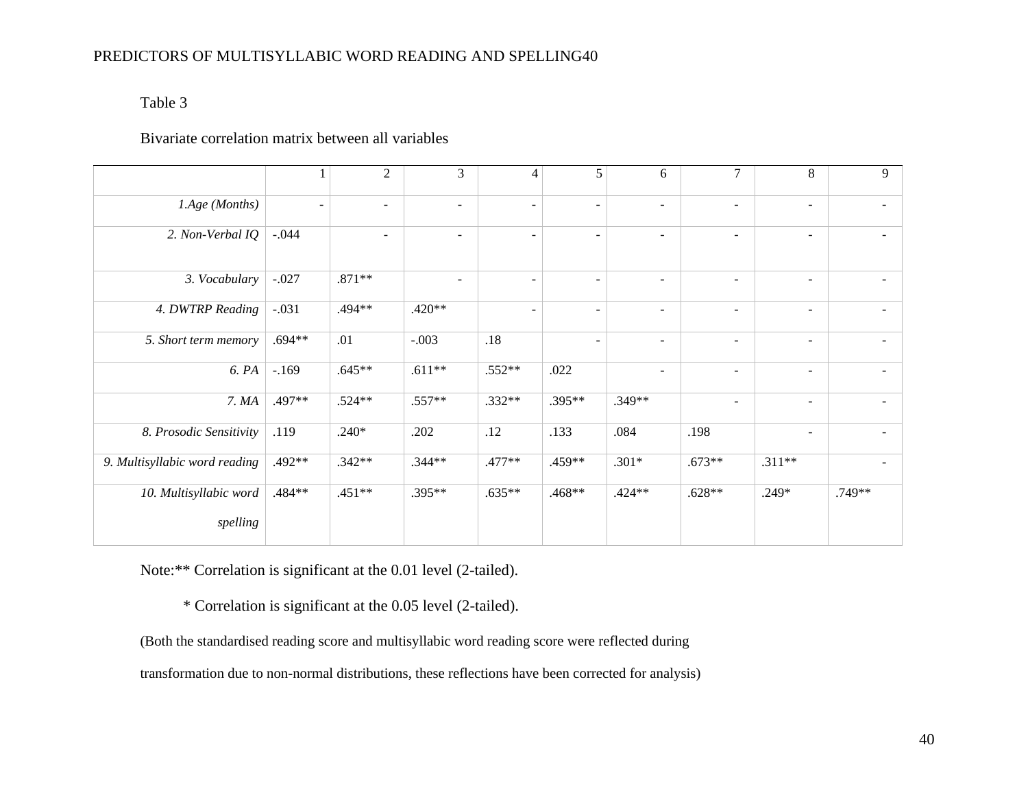Table 3

Bivariate correlation matrix between all variables

| | 1 | 2 | 3 | 4 | 5 | 6 | 7 | 8 | 9 |
|---|---|---|---|---|---|---|---|---|---|
| *1.Age (Months)* | - | - | - | - | - | - | - | - | - |
| *2. Non-Verbal IQ* | -.044 | - | - | - | - | - | - | - | - |
| *3. Vocabulary* | -.027 | .871** | - | - | - | - | - | - | - |
| *4. DWTRP Reading* | -.031 | .494** | .420** | - | - | - | - | - | - |
| *5. Short term memory* | .694** | .01 | -.003 | .18 | - | - | - | - | - |
| *6. PA* | -.169 | .645** | .611** | .552** | .022 | - | - | - | - |
| *7. MA* | .497** | .524** | .557** | .332** | .395** | .349** | - | - | - |
| *8. Prosodic Sensitivity* | .119 | .240* | .202 | .12 | .133 | .084 | .198 | - | - |
| *9. Multisyllabic word reading* | .492** | .342** | .344** | .477** | .459** | .301* | .673** | .311** | - |
| *10. Multisyllabic word spelling* | .484** | .451** | .395** | .635** | .468** | .424** | .628** | .249* | .749** |

Note:** Correlation is significant at the 0.01 level (2-tailed).

\* Correlation is significant at the 0.05 level (2-tailed).

(Both the standardised reading score and multisyllabic word reading score were reflected during transformation due to non-normal distributions, these reflections have been corrected for analysis)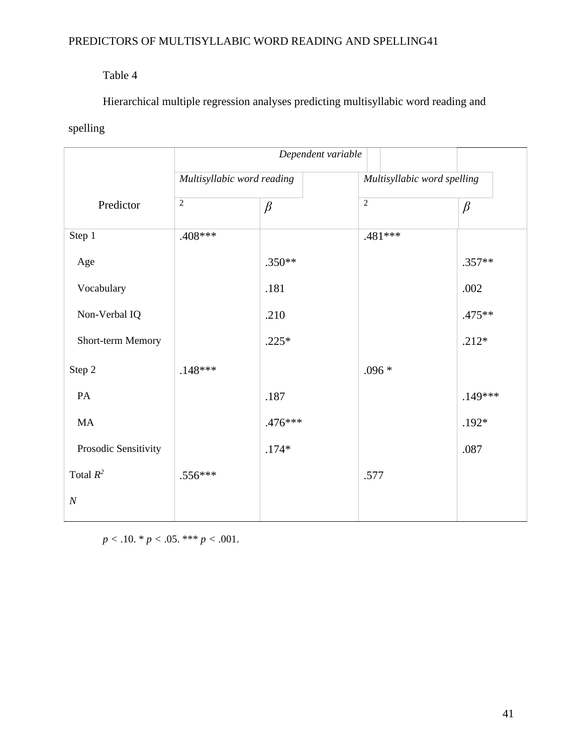Table 4

Hierarchical multiple regression analyses predicting multisyllabic word reading and spelling

| Predictor | *Dependent variable* | | | |
|---|---|---|---|---|
| | *Multisyllabic word reading* | | *Multisyllabic word spelling* | |
| | 2 | $\beta$ | 2 | $\beta$ |
| Step 1 | .408*** | | .481*** | |
| Age | | .350** | | .357** |
| Vocabulary | | .181 | | .002 |
| Non-Verbal IQ | | .210 | | .475** |
| Short-term Memory | | .225* | | .212* |
| Step 2 | .148*** | | .096 * | |
| PA | | .187 | | .149*** |
| MA | | .476*** | | .192* |
| Prosodic Sensitivity | | .174* | | .087 |
| Total $R^2$ | .556*** | | .577 | |
| *N* | | | | |

$p < .10$. * $p < .05$. *** $p < .001$.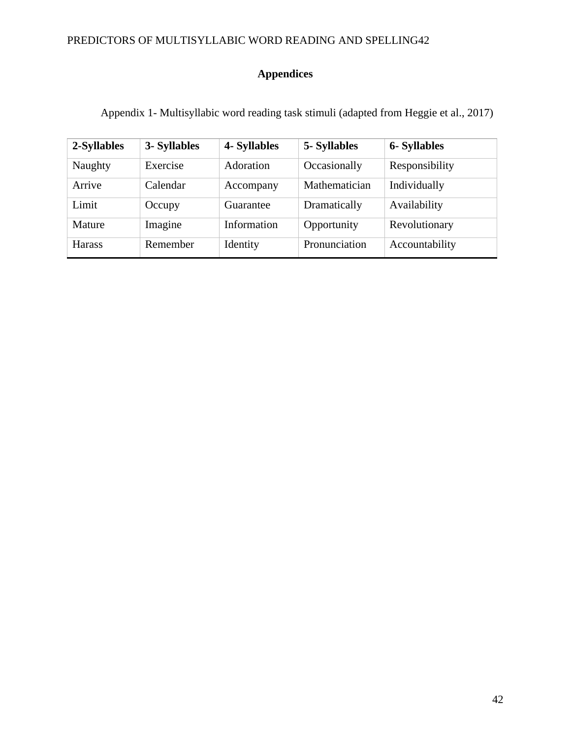# Appendices

Appendix 1- Multisyllabic word reading task stimuli (adapted from Heggie et al., 2017)

| 2-Syllables | 3- Syllables | 4- Syllables | 5- Syllables | 6- Syllables |
|---|---|---|---|---|
| Naughty | Exercise | Adoration | Occasionally | Responsibility |
| Arrive | Calendar | Accompany | Mathematician | Individually |
| Limit | Occupy | Guarantee | Dramatically | Availability |
| Mature | Imagine | Information | Opportunity | Revolutionary |
| Harass | Remember | Identity | Pronunciation | Accountability |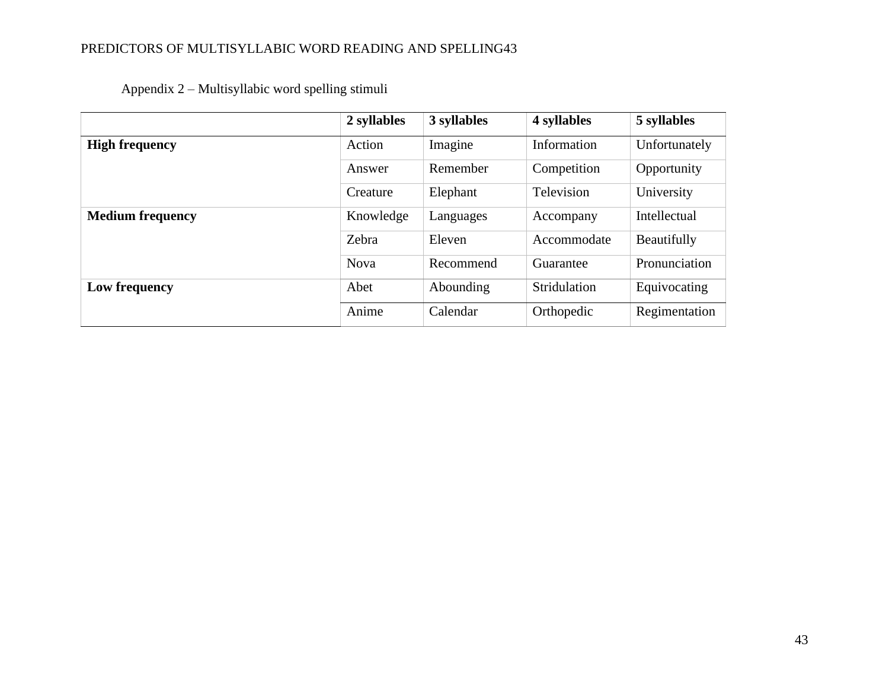Appendix 2 – Multisyllabic word spelling stimuli

| | 2 syllables | 3 syllables | 4 syllables | 5 syllables |
|---|---|---|---|---|
| **High frequency** | Action | Imagine | Information | Unfortunately |
| | Answer | Remember | Competition | Opportunity |
| | Creature | Elephant | Television | University |
| **Medium frequency** | Knowledge | Languages | Accompany | Intellectual |
| | Zebra | Eleven | Accommodate | Beautifully |
| | Nova | Recommend | Guarantee | Pronunciation |
| **Low frequency** | Abet | Abounding | Stridulation | Equivocating |
| | Anime | Calendar | Orthopedic | Regimentation |